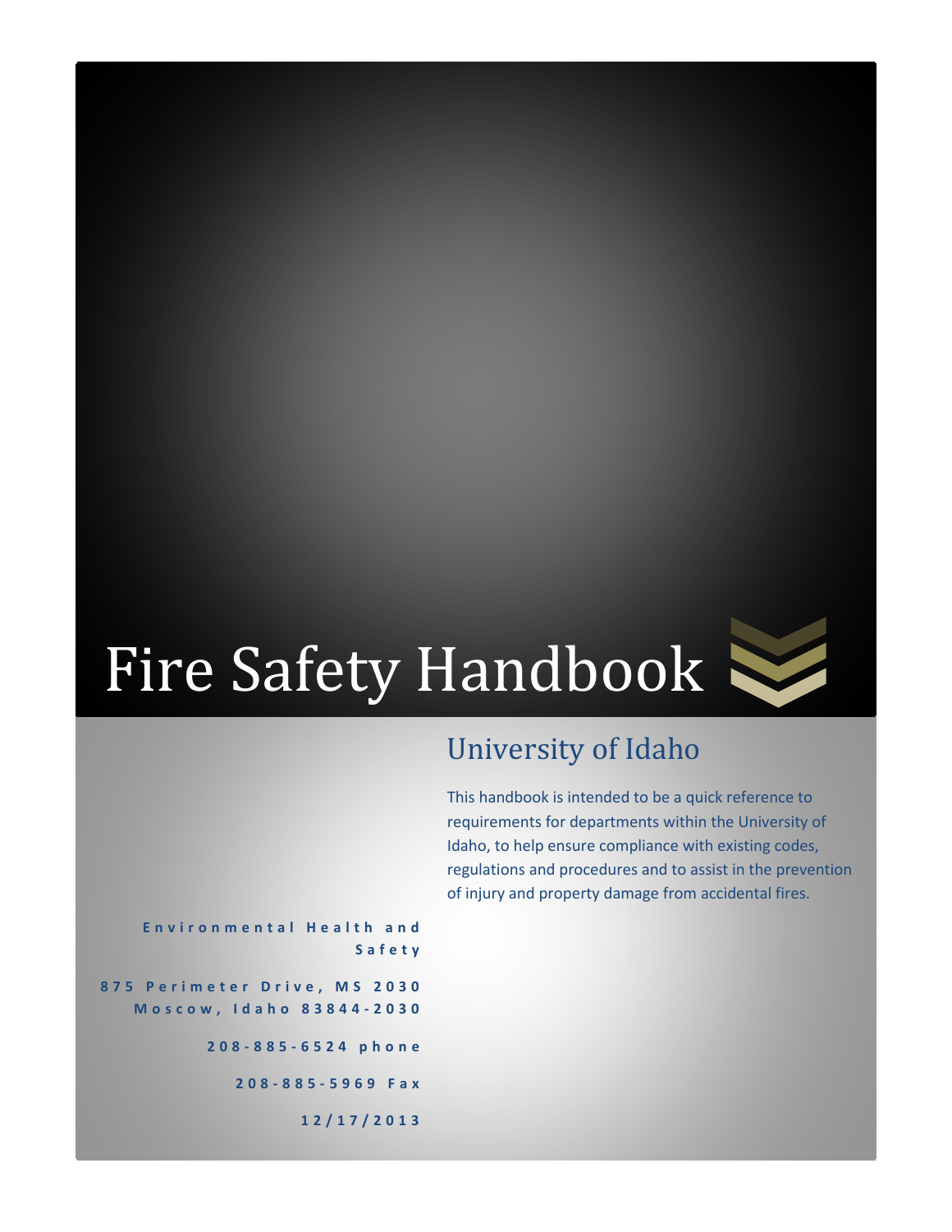# Fire Safety Handbook

## University of Idaho

This handbook is intended to be a quick reference to requirements for departments within the University of Idaho, to help ensure compliance with existing codes, regulations and procedures and to assist in the prevention of injury and property damage from accidental fires.

**Environmental Health and Safety**

**875 Perimeter Drive, MS 2030**
**Moscow, Idaho 83844-2030**

**208-885-6524 phone**

**208-885-5969 Fax**

**12/17/2013**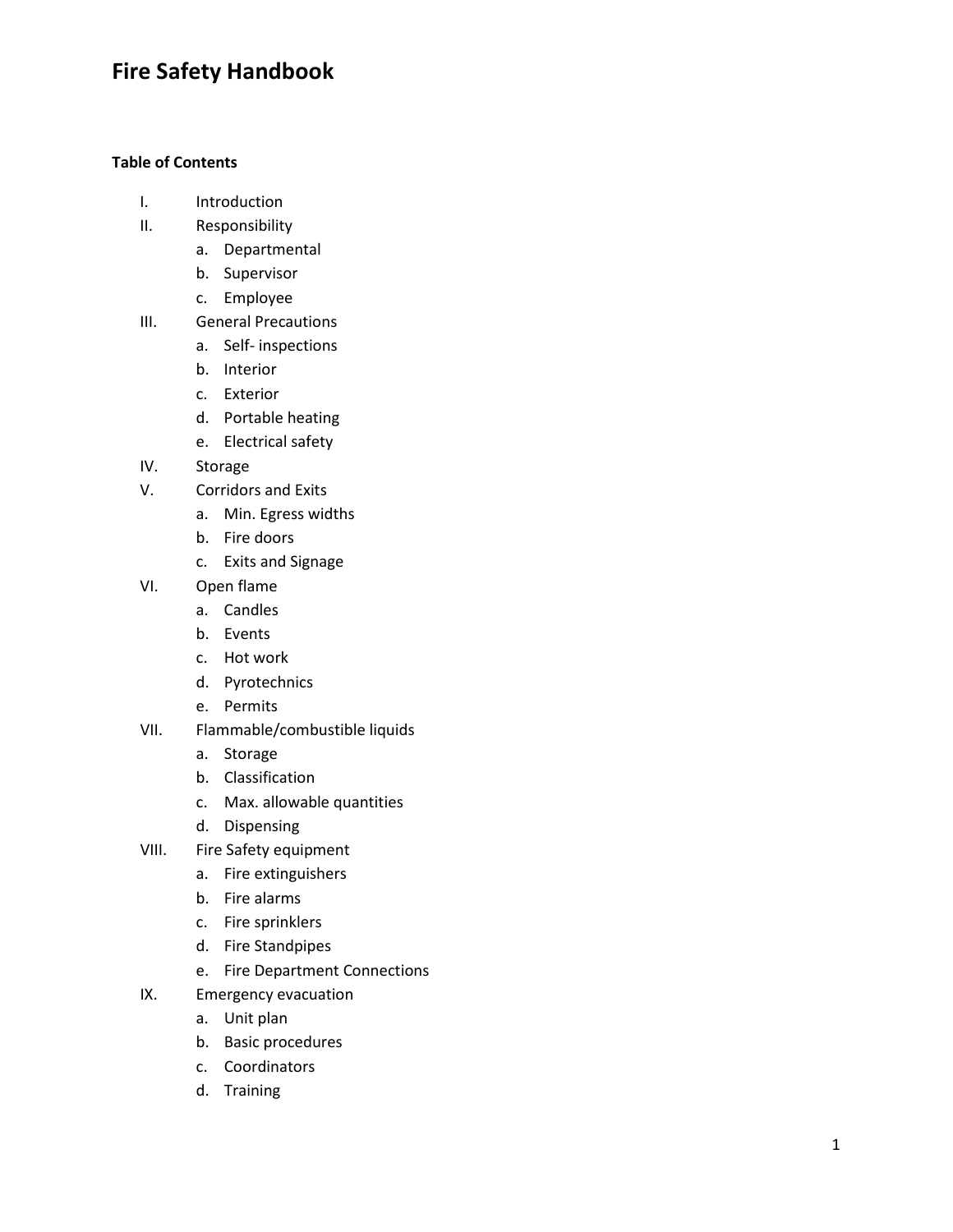# Fire Safety Handbook

**Table of Contents**

I. Introduction

II. Responsibility
   a. Departmental
   b. Supervisor
   c. Employee

III. General Precautions
   a. Self- inspections
   b. Interior
   c. Exterior
   d. Portable heating
   e. Electrical safety

IV. Storage

V. Corridors and Exits
   a. Min. Egress widths
   b. Fire doors
   c. Exits and Signage

VI. Open flame
   a. Candles
   b. Events
   c. Hot work
   d. Pyrotechnics
   e. Permits

VII. Flammable/combustible liquids
   a. Storage
   b. Classification
   c. Max. allowable quantities
   d. Dispensing

VIII. Fire Safety equipment
   a. Fire extinguishers
   b. Fire alarms
   c. Fire sprinklers
   d. Fire Standpipes
   e. Fire Department Connections

IX. Emergency evacuation
   a. Unit plan
   b. Basic procedures
   c. Coordinators
   d. Training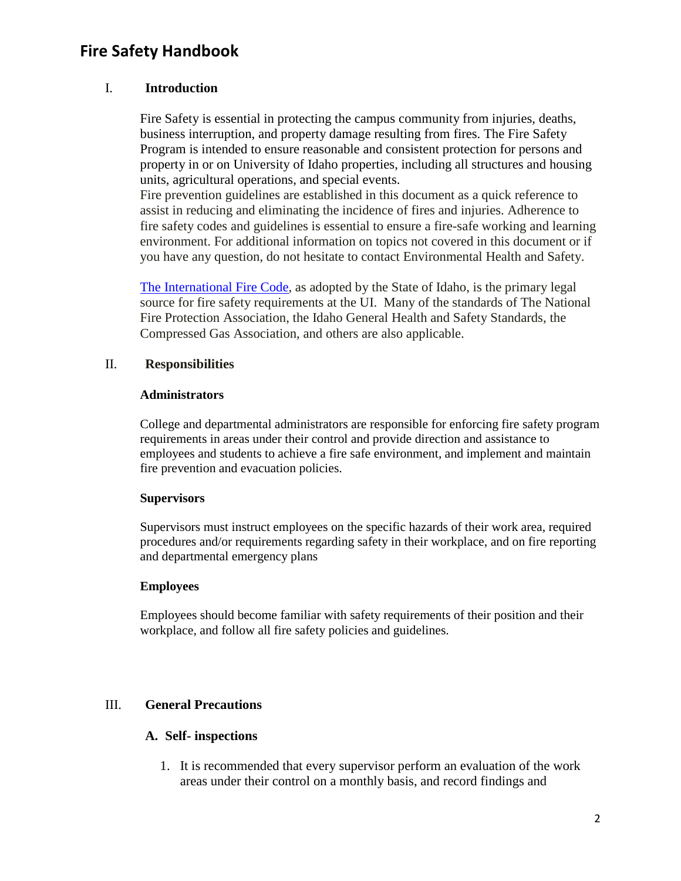# Fire Safety Handbook

## I. Introduction

Fire Safety is essential in protecting the campus community from injuries, deaths, business interruption, and property damage resulting from fires. The Fire Safety Program is intended to ensure reasonable and consistent protection for persons and property in or on University of Idaho properties, including all structures and housing units, agricultural operations, and special events.

Fire prevention guidelines are established in this document as a quick reference to assist in reducing and eliminating the incidence of fires and injuries. Adherence to fire safety codes and guidelines is essential to ensure a fire-safe working and learning environment. For additional information on topics not covered in this document or if you have any question, do not hesitate to contact Environmental Health and Safety.

The International Fire Code, as adopted by the State of Idaho, is the primary legal source for fire safety requirements at the UI. Many of the standards of The National Fire Protection Association, the Idaho General Health and Safety Standards, the Compressed Gas Association, and others are also applicable.

## II. Responsibilities

### Administrators

College and departmental administrators are responsible for enforcing fire safety program requirements in areas under their control and provide direction and assistance to employees and students to achieve a fire safe environment, and implement and maintain fire prevention and evacuation policies.

### Supervisors

Supervisors must instruct employees on the specific hazards of their work area, required procedures and/or requirements regarding safety in their workplace, and on fire reporting and departmental emergency plans

### Employees

Employees should become familiar with safety requirements of their position and their workplace, and follow all fire safety policies and guidelines.

## III. General Precautions

### A. Self- inspections

1. It is recommended that every supervisor perform an evaluation of the work areas under their control on a monthly basis, and record findings and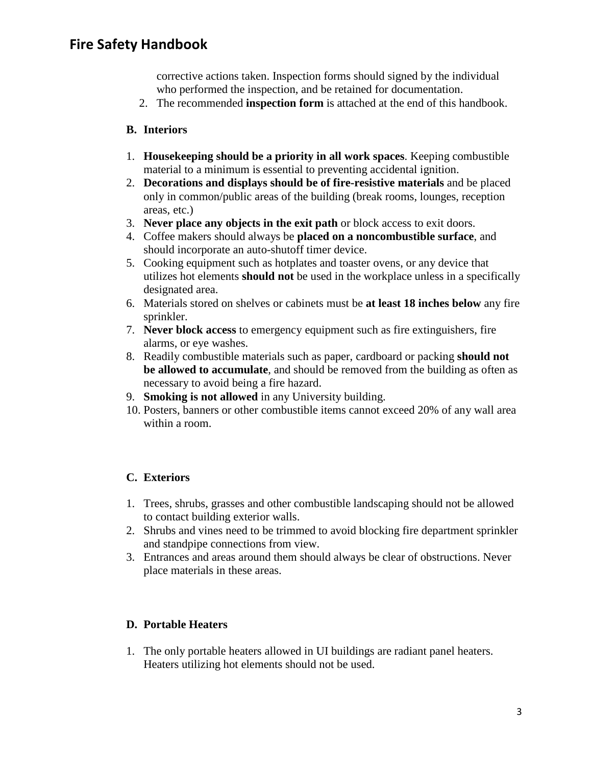corrective actions taken. Inspection forms should signed by the individual who performed the inspection, and be retained for documentation.

2. The recommended **inspection form** is attached at the end of this handbook.

**B. Interiors**

1. **Housekeeping should be a priority in all work spaces**. Keeping combustible material to a minimum is essential to preventing accidental ignition.
2. **Decorations and displays should be of fire-resistive materials** and be placed only in common/public areas of the building (break rooms, lounges, reception areas, etc.)
3. **Never place any objects in the exit path** or block access to exit doors.
4. Coffee makers should always be **placed on a noncombustible surface**, and should incorporate an auto-shutoff timer device.
5. Cooking equipment such as hotplates and toaster ovens, or any device that utilizes hot elements **should not** be used in the workplace unless in a specifically designated area.
6. Materials stored on shelves or cabinets must be **at least 18 inches below** any fire sprinkler.
7. **Never block access** to emergency equipment such as fire extinguishers, fire alarms, or eye washes.
8. Readily combustible materials such as paper, cardboard or packing **should not be allowed to accumulate**, and should be removed from the building as often as necessary to avoid being a fire hazard.
9. **Smoking is not allowed** in any University building.
10. Posters, banners or other combustible items cannot exceed 20% of any wall area within a room.

**C. Exteriors**

1. Trees, shrubs, grasses and other combustible landscaping should not be allowed to contact building exterior walls.
2. Shrubs and vines need to be trimmed to avoid blocking fire department sprinkler and standpipe connections from view.
3. Entrances and areas around them should always be clear of obstructions. Never place materials in these areas.

**D. Portable Heaters**

1. The only portable heaters allowed in UI buildings are radiant panel heaters. Heaters utilizing hot elements should not be used.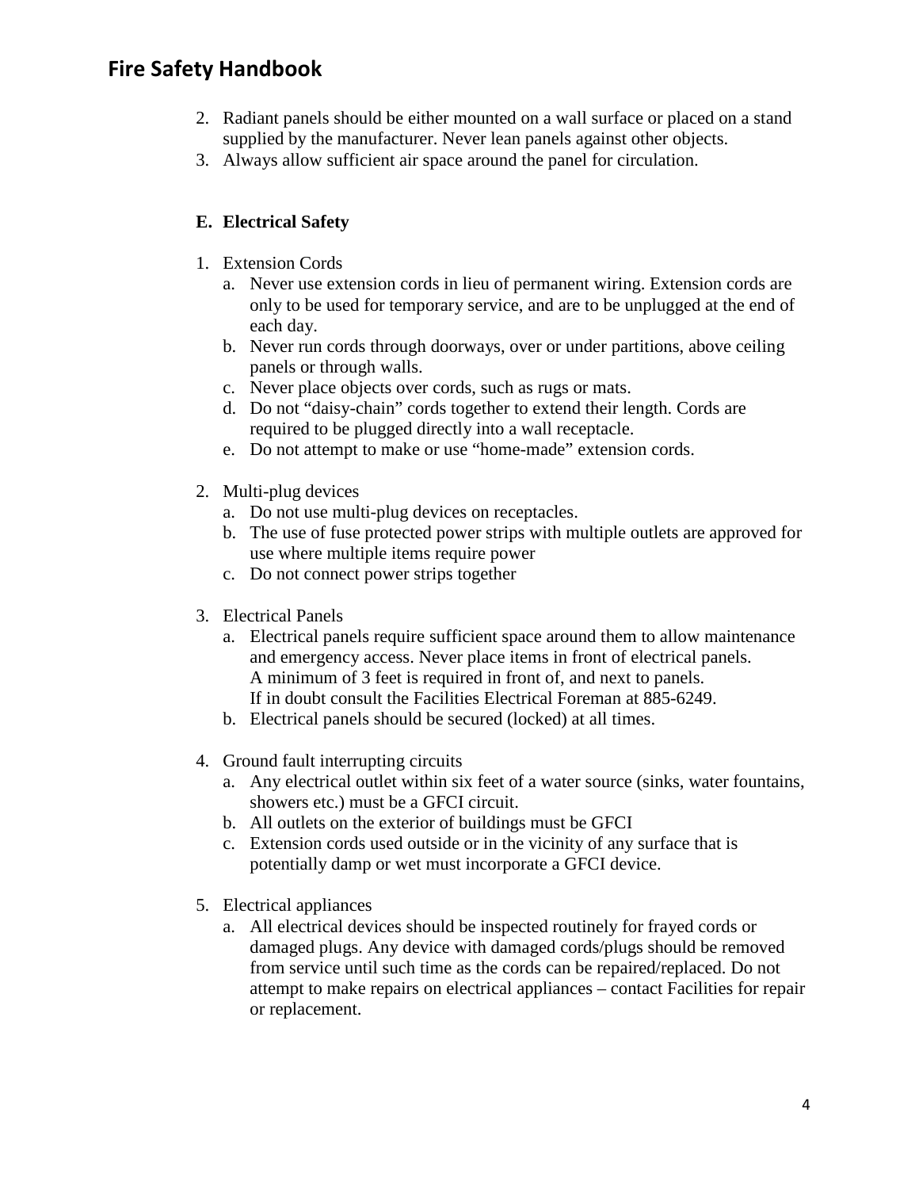2. Radiant panels should be either mounted on a wall surface or placed on a stand supplied by the manufacturer. Never lean panels against other objects.
3. Always allow sufficient air space around the panel for circulation.

### E. Electrical Safety

1. Extension Cords
   a. Never use extension cords in lieu of permanent wiring. Extension cords are only to be used for temporary service, and are to be unplugged at the end of each day.
   b. Never run cords through doorways, over or under partitions, above ceiling panels or through walls.
   c. Never place objects over cords, such as rugs or mats.
   d. Do not "daisy-chain" cords together to extend their length. Cords are required to be plugged directly into a wall receptacle.
   e. Do not attempt to make or use "home-made" extension cords.

2. Multi-plug devices
   a. Do not use multi-plug devices on receptacles.
   b. The use of fuse protected power strips with multiple outlets are approved for use where multiple items require power
   c. Do not connect power strips together

3. Electrical Panels
   a. Electrical panels require sufficient space around them to allow maintenance and emergency access. Never place items in front of electrical panels. A minimum of 3 feet is required in front of, and next to panels. If in doubt consult the Facilities Electrical Foreman at 885-6249.
   b. Electrical panels should be secured (locked) at all times.

4. Ground fault interrupting circuits
   a. Any electrical outlet within six feet of a water source (sinks, water fountains, showers etc.) must be a GFCI circuit.
   b. All outlets on the exterior of buildings must be GFCI
   c. Extension cords used outside or in the vicinity of any surface that is potentially damp or wet must incorporate a GFCI device.

5. Electrical appliances
   a. All electrical devices should be inspected routinely for frayed cords or damaged plugs. Any device with damaged cords/plugs should be removed from service until such time as the cords can be repaired/replaced. Do not attempt to make repairs on electrical appliances – contact Facilities for repair or replacement.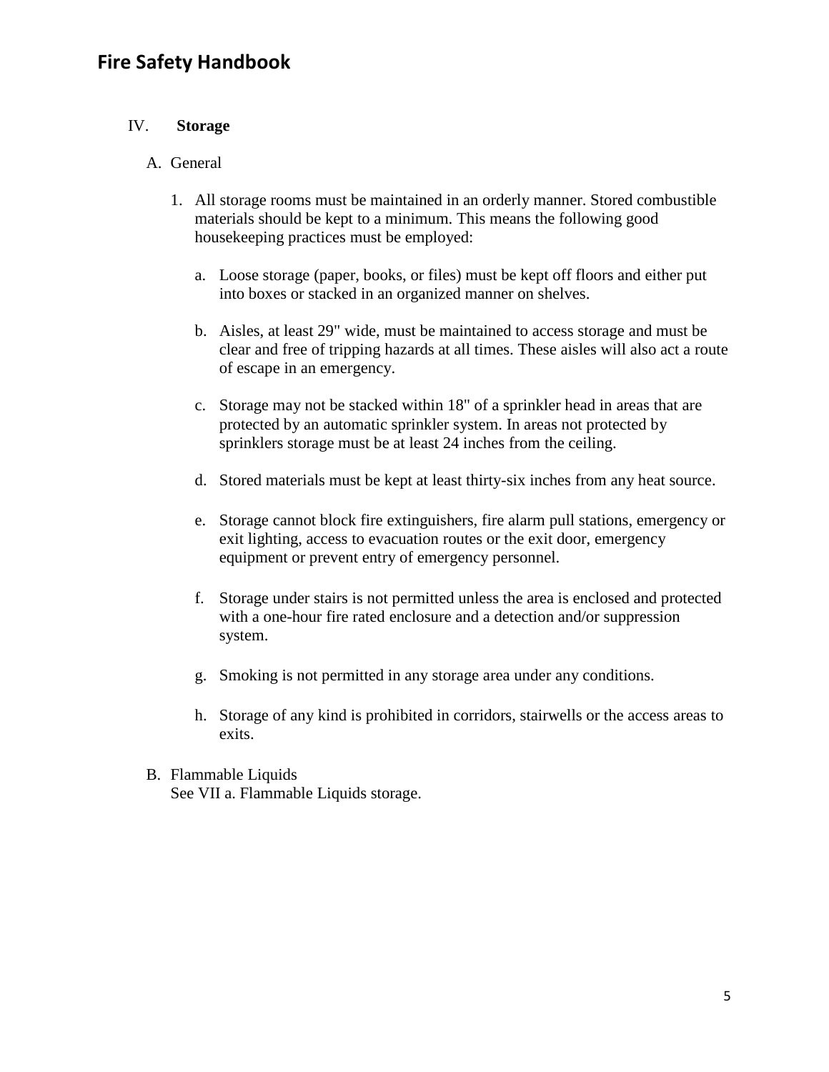## IV. Storage

A. General

1. All storage rooms must be maintained in an orderly manner. Stored combustible materials should be kept to a minimum. This means the following good housekeeping practices must be employed:

   a. Loose storage (paper, books, or files) must be kept off floors and either put into boxes or stacked in an organized manner on shelves.

   b. Aisles, at least 29" wide, must be maintained to access storage and must be clear and free of tripping hazards at all times. These aisles will also act a route of escape in an emergency.

   c. Storage may not be stacked within 18" of a sprinkler head in areas that are protected by an automatic sprinkler system. In areas not protected by sprinklers storage must be at least 24 inches from the ceiling.

   d. Stored materials must be kept at least thirty-six inches from any heat source.

   e. Storage cannot block fire extinguishers, fire alarm pull stations, emergency or exit lighting, access to evacuation routes or the exit door, emergency equipment or prevent entry of emergency personnel.

   f. Storage under stairs is not permitted unless the area is enclosed and protected with a one-hour fire rated enclosure and a detection and/or suppression system.

   g. Smoking is not permitted in any storage area under any conditions.

   h. Storage of any kind is prohibited in corridors, stairwells or the access areas to exits.

B. Flammable Liquids
   See VII a. Flammable Liquids storage.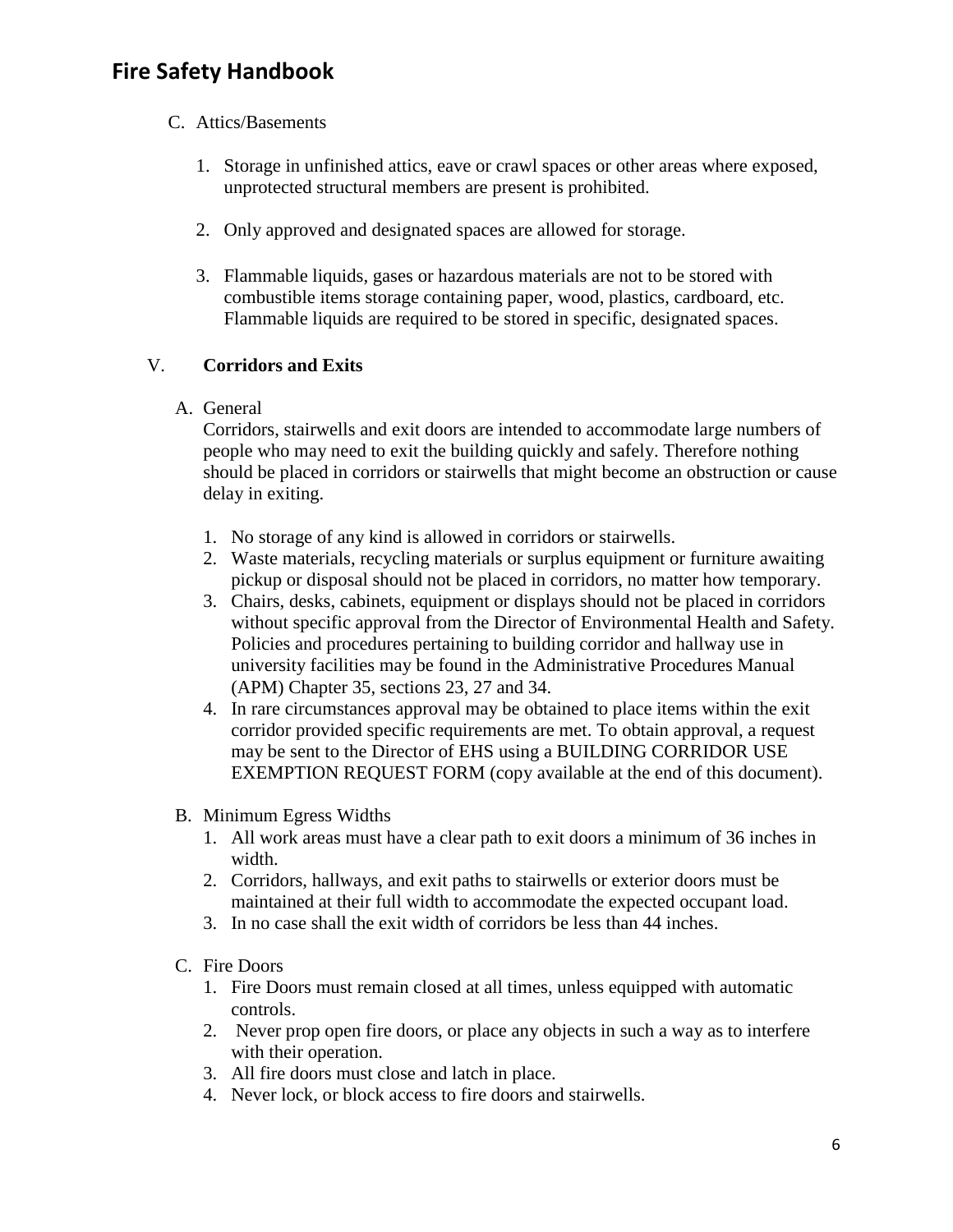C. Attics/Basements

1. Storage in unfinished attics, eave or crawl spaces or other areas where exposed, unprotected structural members are present is prohibited.

2. Only approved and designated spaces are allowed for storage.

3. Flammable liquids, gases or hazardous materials are not to be stored with combustible items storage containing paper, wood, plastics, cardboard, etc. Flammable liquids are required to be stored in specific, designated spaces.

## V. Corridors and Exits

A. General

Corridors, stairwells and exit doors are intended to accommodate large numbers of people who may need to exit the building quickly and safely. Therefore nothing should be placed in corridors or stairwells that might become an obstruction or cause delay in exiting.

1. No storage of any kind is allowed in corridors or stairwells.
2. Waste materials, recycling materials or surplus equipment or furniture awaiting pickup or disposal should not be placed in corridors, no matter how temporary.
3. Chairs, desks, cabinets, equipment or displays should not be placed in corridors without specific approval from the Director of Environmental Health and Safety. Policies and procedures pertaining to building corridor and hallway use in university facilities may be found in the Administrative Procedures Manual (APM) Chapter 35, sections 23, 27 and 34.
4. In rare circumstances approval may be obtained to place items within the exit corridor provided specific requirements are met. To obtain approval, a request may be sent to the Director of EHS using a BUILDING CORRIDOR USE EXEMPTION REQUEST FORM (copy available at the end of this document).

B. Minimum Egress Widths

1. All work areas must have a clear path to exit doors a minimum of 36 inches in width.
2. Corridors, hallways, and exit paths to stairwells or exterior doors must be maintained at their full width to accommodate the expected occupant load.
3. In no case shall the exit width of corridors be less than 44 inches.

C. Fire Doors

1. Fire Doors must remain closed at all times, unless equipped with automatic controls.
2. Never prop open fire doors, or place any objects in such a way as to interfere with their operation.
3. All fire doors must close and latch in place.
4. Never lock, or block access to fire doors and stairwells.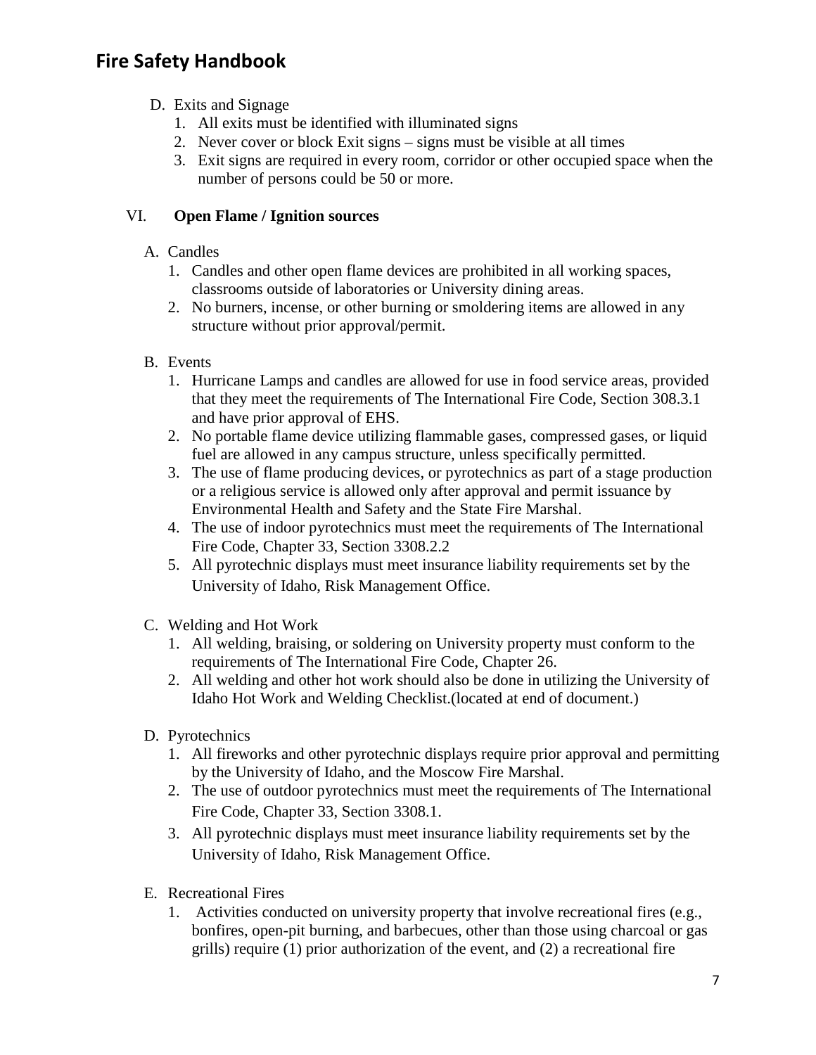D. Exits and Signage
   1. All exits must be identified with illuminated signs
   2. Never cover or block Exit signs – signs must be visible at all times
   3. Exit signs are required in every room, corridor or other occupied space when the number of persons could be 50 or more.

## VI. **Open Flame / Ignition sources**

A. Candles
   1. Candles and other open flame devices are prohibited in all working spaces, classrooms outside of laboratories or University dining areas.
   2. No burners, incense, or other burning or smoldering items are allowed in any structure without prior approval/permit.

B. Events
   1. Hurricane Lamps and candles are allowed for use in food service areas, provided that they meet the requirements of The International Fire Code, Section 308.3.1 and have prior approval of EHS.
   2. No portable flame device utilizing flammable gases, compressed gases, or liquid fuel are allowed in any campus structure, unless specifically permitted.
   3. The use of flame producing devices, or pyrotechnics as part of a stage production or a religious service is allowed only after approval and permit issuance by Environmental Health and Safety and the State Fire Marshal.
   4. The use of indoor pyrotechnics must meet the requirements of The International Fire Code, Chapter 33, Section 3308.2.2
   5. All pyrotechnic displays must meet insurance liability requirements set by the University of Idaho, Risk Management Office.

C. Welding and Hot Work
   1. All welding, braising, or soldering on University property must conform to the requirements of The International Fire Code, Chapter 26.
   2. All welding and other hot work should also be done in utilizing the University of Idaho Hot Work and Welding Checklist.(located at end of document.)

D. Pyrotechnics
   1. All fireworks and other pyrotechnic displays require prior approval and permitting by the University of Idaho, and the Moscow Fire Marshal.
   2. The use of outdoor pyrotechnics must meet the requirements of The International Fire Code, Chapter 33, Section 3308.1.
   3. All pyrotechnic displays must meet insurance liability requirements set by the University of Idaho, Risk Management Office.

E. Recreational Fires
   1. Activities conducted on university property that involve recreational fires (e.g., bonfires, open-pit burning, and barbecues, other than those using charcoal or gas grills) require (1) prior authorization of the event, and (2) a recreational fire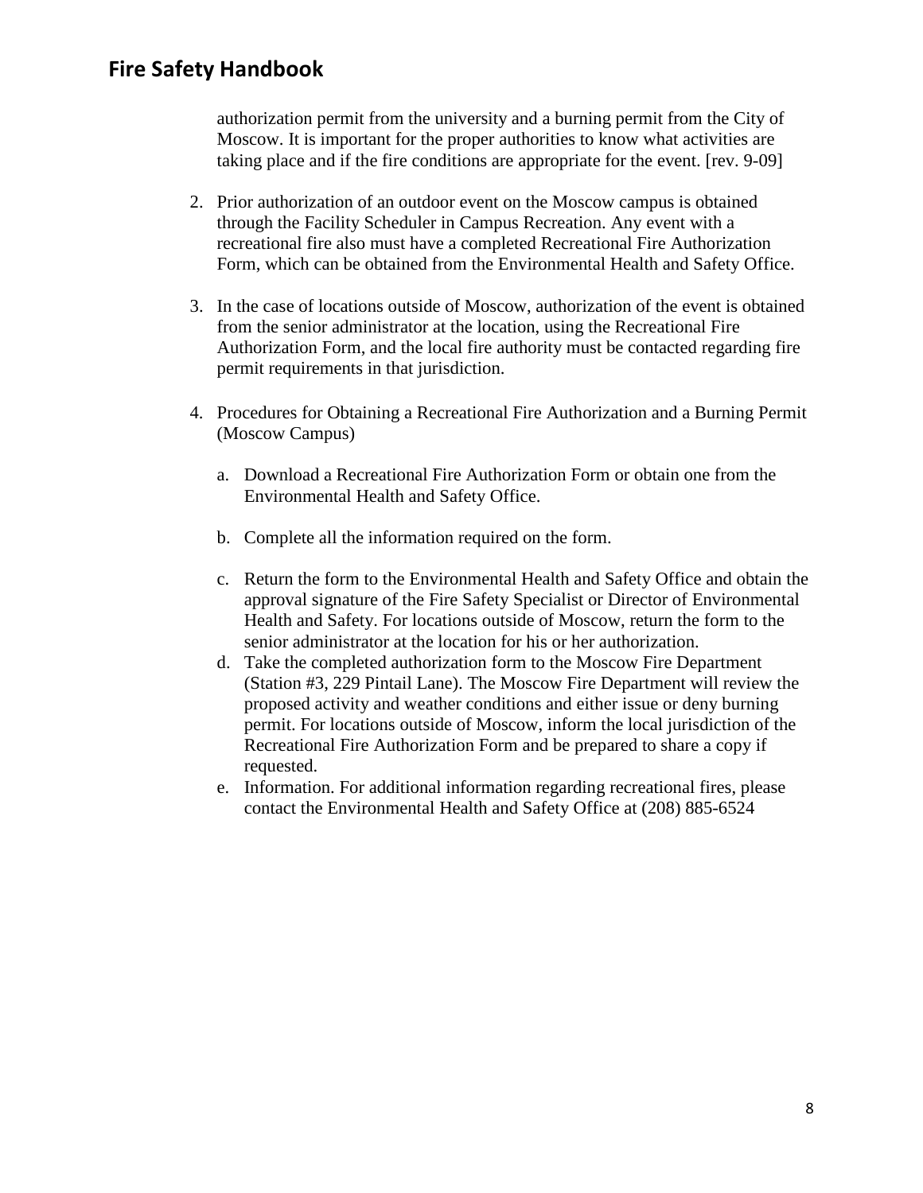authorization permit from the university and a burning permit from the City of Moscow. It is important for the proper authorities to know what activities are taking place and if the fire conditions are appropriate for the event. [rev. 9-09]

2. Prior authorization of an outdoor event on the Moscow campus is obtained through the Facility Scheduler in Campus Recreation. Any event with a recreational fire also must have a completed Recreational Fire Authorization Form, which can be obtained from the Environmental Health and Safety Office.

3. In the case of locations outside of Moscow, authorization of the event is obtained from the senior administrator at the location, using the Recreational Fire Authorization Form, and the local fire authority must be contacted regarding fire permit requirements in that jurisdiction.

4. Procedures for Obtaining a Recreational Fire Authorization and a Burning Permit (Moscow Campus)

   a. Download a Recreational Fire Authorization Form or obtain one from the Environmental Health and Safety Office.

   b. Complete all the information required on the form.

   c. Return the form to the Environmental Health and Safety Office and obtain the approval signature of the Fire Safety Specialist or Director of Environmental Health and Safety. For locations outside of Moscow, return the form to the senior administrator at the location for his or her authorization.

   d. Take the completed authorization form to the Moscow Fire Department (Station #3, 229 Pintail Lane). The Moscow Fire Department will review the proposed activity and weather conditions and either issue or deny burning permit. For locations outside of Moscow, inform the local jurisdiction of the Recreational Fire Authorization Form and be prepared to share a copy if requested.

   e. Information. For additional information regarding recreational fires, please contact the Environmental Health and Safety Office at (208) 885-6524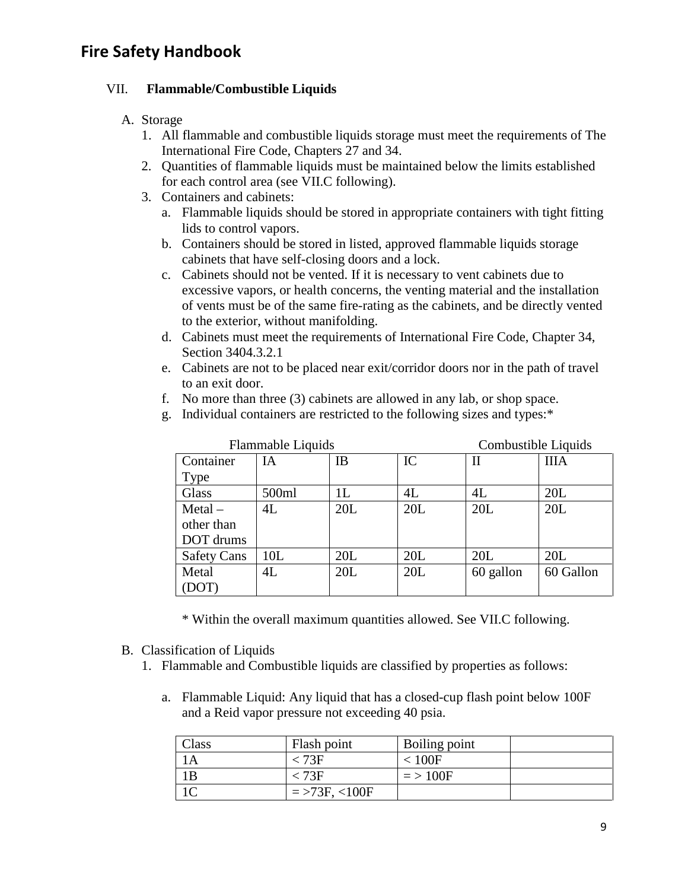## VII. Flammable/Combustible Liquids

A. Storage

1. All flammable and combustible liquids storage must meet the requirements of The International Fire Code, Chapters 27 and 34.
2. Quantities of flammable liquids must be maintained below the limits established for each control area (see VII.C following).
3. Containers and cabinets:
   a. Flammable liquids should be stored in appropriate containers with tight fitting lids to control vapors.
   b. Containers should be stored in listed, approved flammable liquids storage cabinets that have self-closing doors and a lock.
   c. Cabinets should not be vented. If it is necessary to vent cabinets due to excessive vapors, or health concerns, the venting material and the installation of vents must be of the same fire-rating as the cabinets, and be directly vented to the exterior, without manifolding.
   d. Cabinets must meet the requirements of International Fire Code, Chapter 34, Section 3404.3.2.1
   e. Cabinets are not to be placed near exit/corridor doors nor in the path of travel to an exit door.
   f. No more than three (3) cabinets are allowed in any lab, or shop space.
   g. Individual containers are restricted to the following sizes and types:*

| | Flammable Liquids | | | Combustible Liquids | |
|---|---|---|---|---|---|
| Container Type | IA | IB | IC | II | IIIA |
| Glass | 500ml | 1L | 4L | 4L | 20L |
| Metal – other than DOT drums | 4L | 20L | 20L | 20L | 20L |
| Safety Cans | 10L | 20L | 20L | 20L | 20L |
| Metal (DOT) | 4L | 20L | 20L | 60 gallon | 60 Gallon |

\* Within the overall maximum quantities allowed. See VII.C following.

B. Classification of Liquids

1. Flammable and Combustible liquids are classified by properties as follows:

   a. Flammable Liquid: Any liquid that has a closed-cup flash point below 100F and a Reid vapor pressure not exceeding 40 psia.

| Class | Flash point | Boiling point | |
|---|---|---|---|
| 1A | < 73F | < 100F | |
| 1B | < 73F | = > 100F | |
| 1C | = >73F, <100F | | |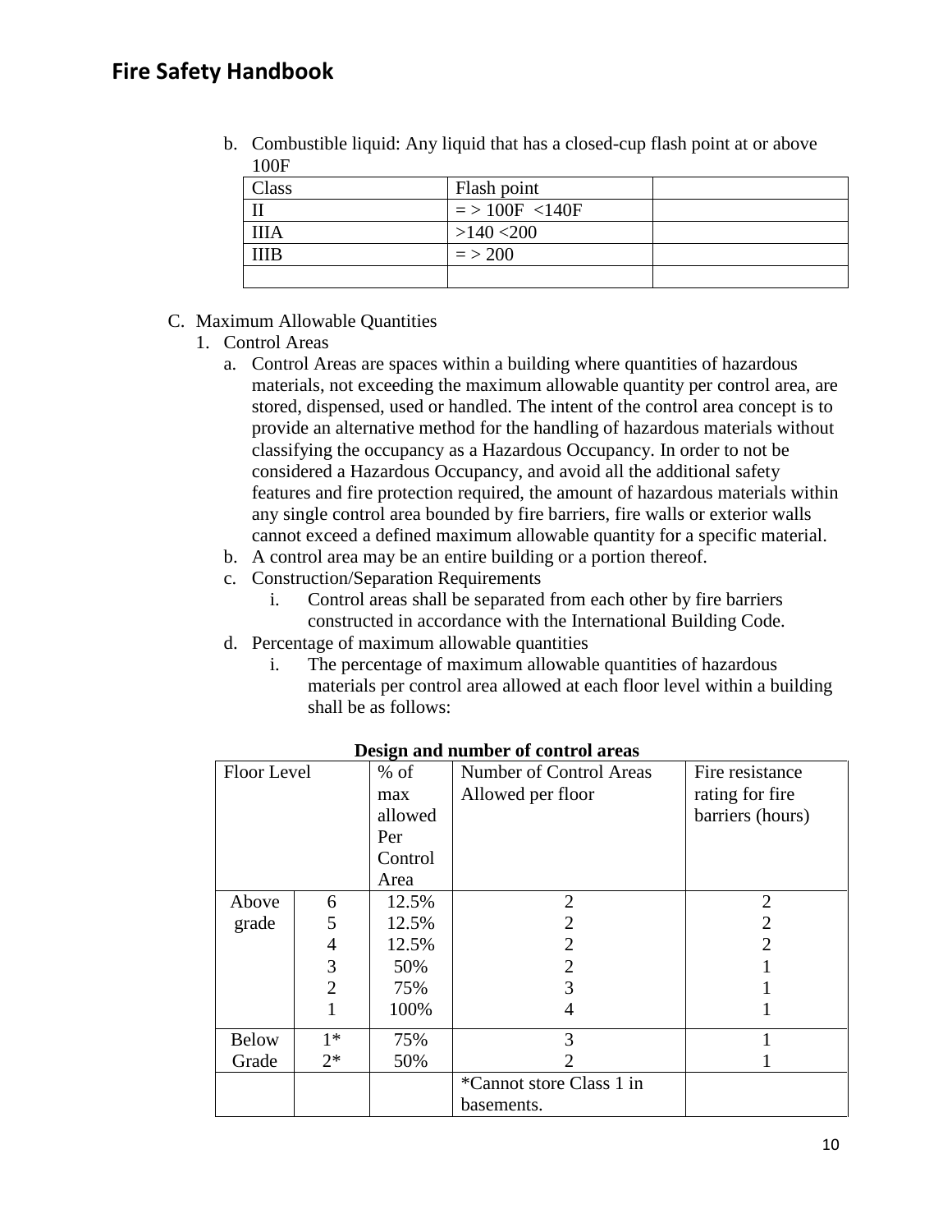b. Combustible liquid: Any liquid that has a closed-cup flash point at or above 100F

| Class | Flash point | |
|---|---|---|
| II | = > 100F <140F | |
| IIIA | >140 <200 | |
| IIIB | = > 200 | |
| | | |

C. Maximum Allowable Quantities

1. Control Areas
   a. Control Areas are spaces within a building where quantities of hazardous materials, not exceeding the maximum allowable quantity per control area, are stored, dispensed, used or handled. The intent of the control area concept is to provide an alternative method for the handling of hazardous materials without classifying the occupancy as a Hazardous Occupancy. In order to not be considered a Hazardous Occupancy, and avoid all the additional safety features and fire protection required, the amount of hazardous materials within any single control area bounded by fire barriers, fire walls or exterior walls cannot exceed a defined maximum allowable quantity for a specific material.
   b. A control area may be an entire building or a portion thereof.
   c. Construction/Separation Requirements
      i. Control areas shall be separated from each other by fire barriers constructed in accordance with the International Building Code.
   d. Percentage of maximum allowable quantities
      i. The percentage of maximum allowable quantities of hazardous materials per control area allowed at each floor level within a building shall be as follows:

**Design and number of control areas**

| Floor Level | | % of max allowed Per Control Area | Number of Control Areas Allowed per floor | Fire resistance rating for fire barriers (hours) |
|---|---|---|---|---|
| Above grade | 6 | 12.5% | 2 | 2 |
| | 5 | 12.5% | 2 | 2 |
| | 4 | 12.5% | 2 | 2 |
| | 3 | 50% | 2 | 1 |
| | 2 | 75% | 3 | 1 |
| | 1 | 100% | 4 | 1 |
| Below Grade | 1* | 75% | 3 | 1 |
| | 2* | 50% | 2 | 1 |
| | | | *Cannot store Class 1 in basements. | |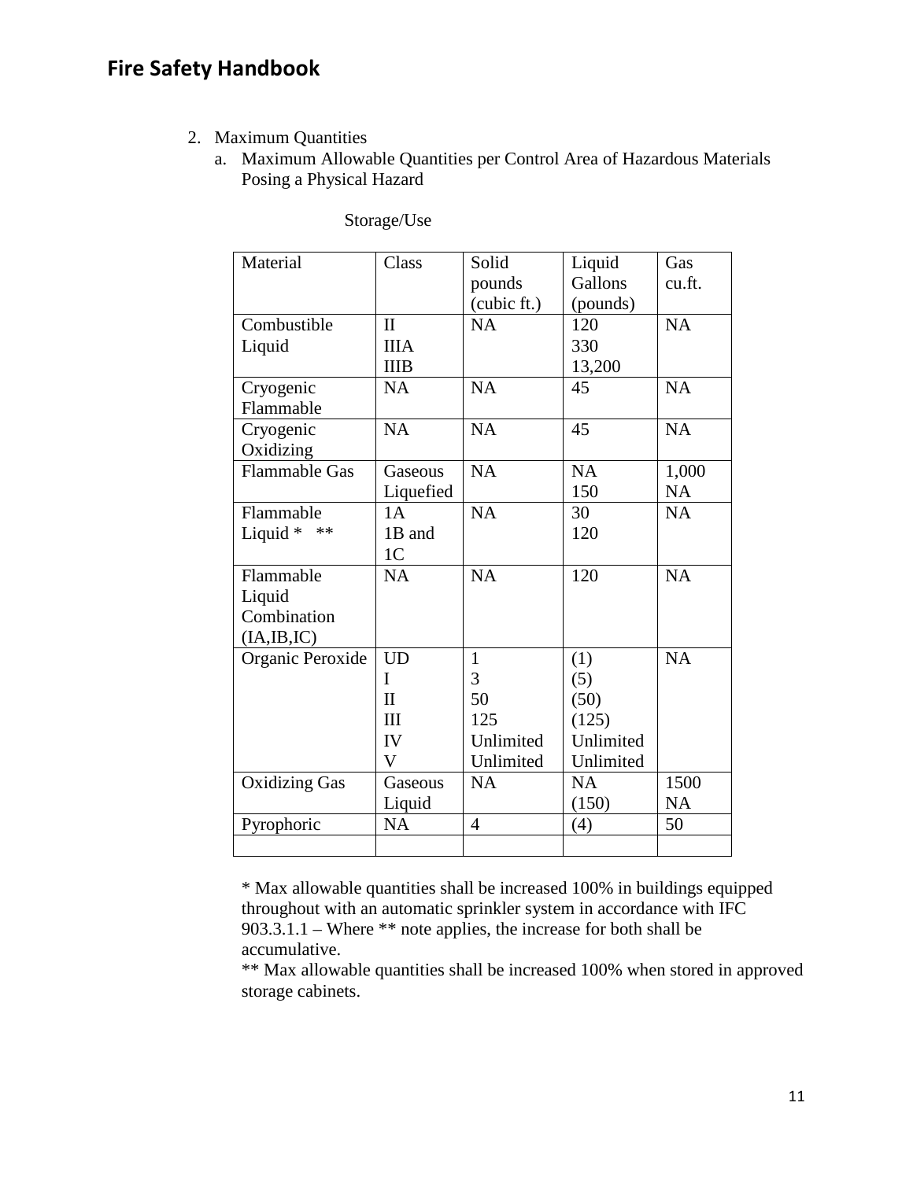2. Maximum Quantities
   a. Maximum Allowable Quantities per Control Area of Hazardous Materials Posing a Physical Hazard

Storage/Use

| Material | Class | Solid pounds (cubic ft.) | Liquid Gallons (pounds) | Gas cu.ft. |
|---|---|---|---|---|
| Combustible Liquid | II<br>IIIA<br>IIIB | NA | 120<br>330<br>13,200 | NA |
| Cryogenic Flammable | NA | NA | 45 | NA |
| Cryogenic Oxidizing | NA | NA | 45 | NA |
| Flammable Gas | Gaseous<br>Liquefied | NA | NA<br>150 | 1,000<br>NA |
| Flammable Liquid * ** | 1A<br>1B and 1C | NA | 30<br>120 | NA |
| Flammable Liquid Combination (IA,IB,IC) | NA | NA | 120 | NA |
| Organic Peroxide | UD<br>I<br>II<br>III<br>IV<br>V | 1<br>3<br>50<br>125<br>Unlimited<br>Unlimited | (1)<br>(5)<br>(50)<br>(125)<br>Unlimited<br>Unlimited | NA |
| Oxidizing Gas | Gaseous<br>Liquid | NA | NA<br>(150) | 1500<br>NA |
| Pyrophoric | NA | 4 | (4) | 50 |
| | | | | |

* Max allowable quantities shall be increased 100% in buildings equipped throughout with an automatic sprinkler system in accordance with IFC 903.3.1.1 – Where ** note applies, the increase for both shall be accumulative.

** Max allowable quantities shall be increased 100% when stored in approved storage cabinets.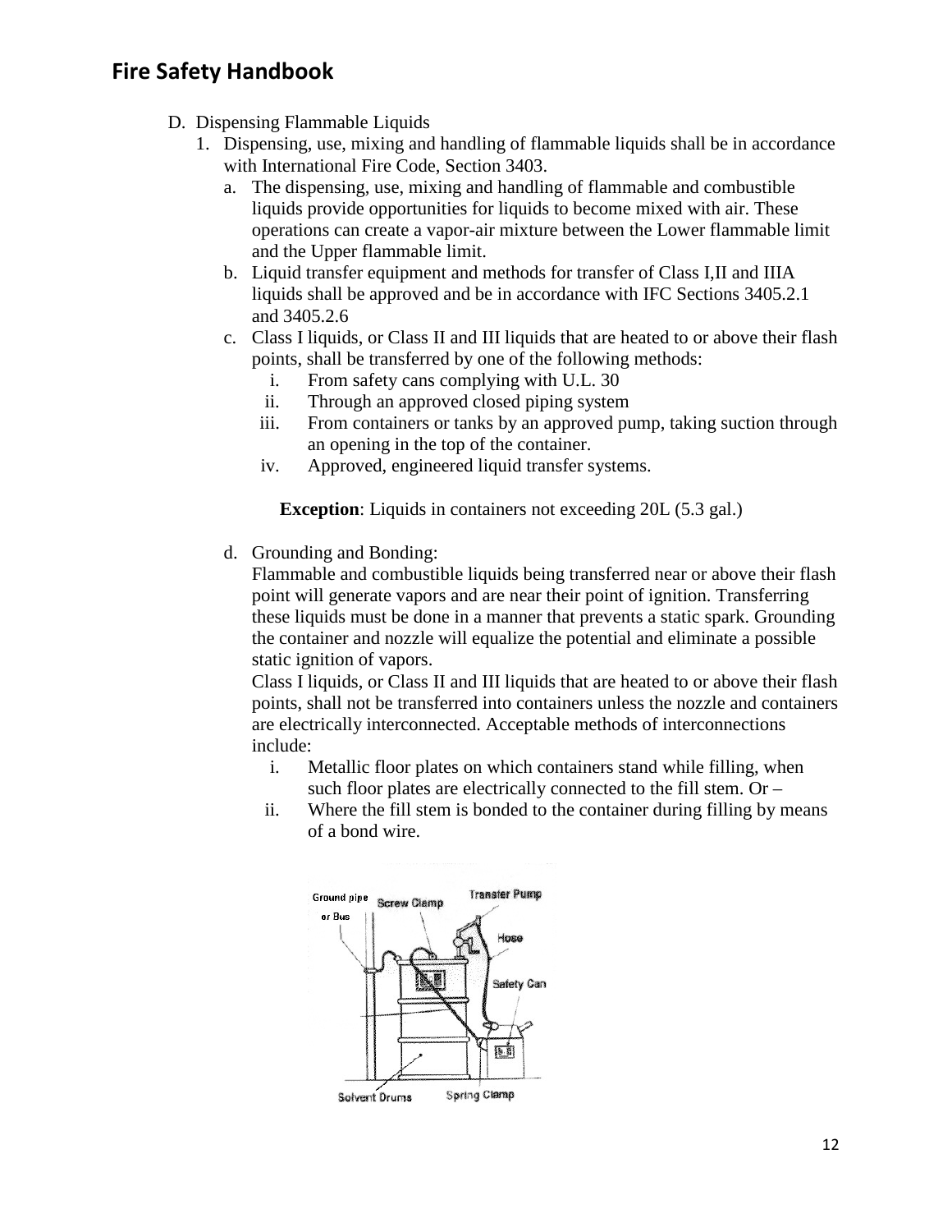D. Dispensing Flammable Liquids

1. Dispensing, use, mixing and handling of flammable liquids shall be in accordance with International Fire Code, Section 3403.
   a. The dispensing, use, mixing and handling of flammable and combustible liquids provide opportunities for liquids to become mixed with air. These operations can create a vapor-air mixture between the Lower flammable limit and the Upper flammable limit.
   b. Liquid transfer equipment and methods for transfer of Class I,II and IIIA liquids shall be approved and be in accordance with IFC Sections 3405.2.1 and 3405.2.6
   c. Class I liquids, or Class II and III liquids that are heated to or above their flash points, shall be transferred by one of the following methods:
      i. From safety cans complying with U.L. 30
      ii. Through an approved closed piping system
      iii. From containers or tanks by an approved pump, taking suction through an opening in the top of the container.
      iv. Approved, engineered liquid transfer systems.

      **Exception**: Liquids in containers not exceeding 20L (5.3 gal.)

   d. Grounding and Bonding:
      Flammable and combustible liquids being transferred near or above their flash point will generate vapors and are near their point of ignition. Transferring these liquids must be done in a manner that prevents a static spark. Grounding the container and nozzle will equalize the potential and eliminate a possible static ignition of vapors.
      Class I liquids, or Class II and III liquids that are heated to or above their flash points, shall not be transferred into containers unless the nozzle and containers are electrically interconnected. Acceptable methods of interconnections include:
      i. Metallic floor plates on which containers stand while filling, when such floor plates are electrically connected to the fill stem. Or –
      ii. Where the fill stem is bonded to the container during filling by means of a bond wire.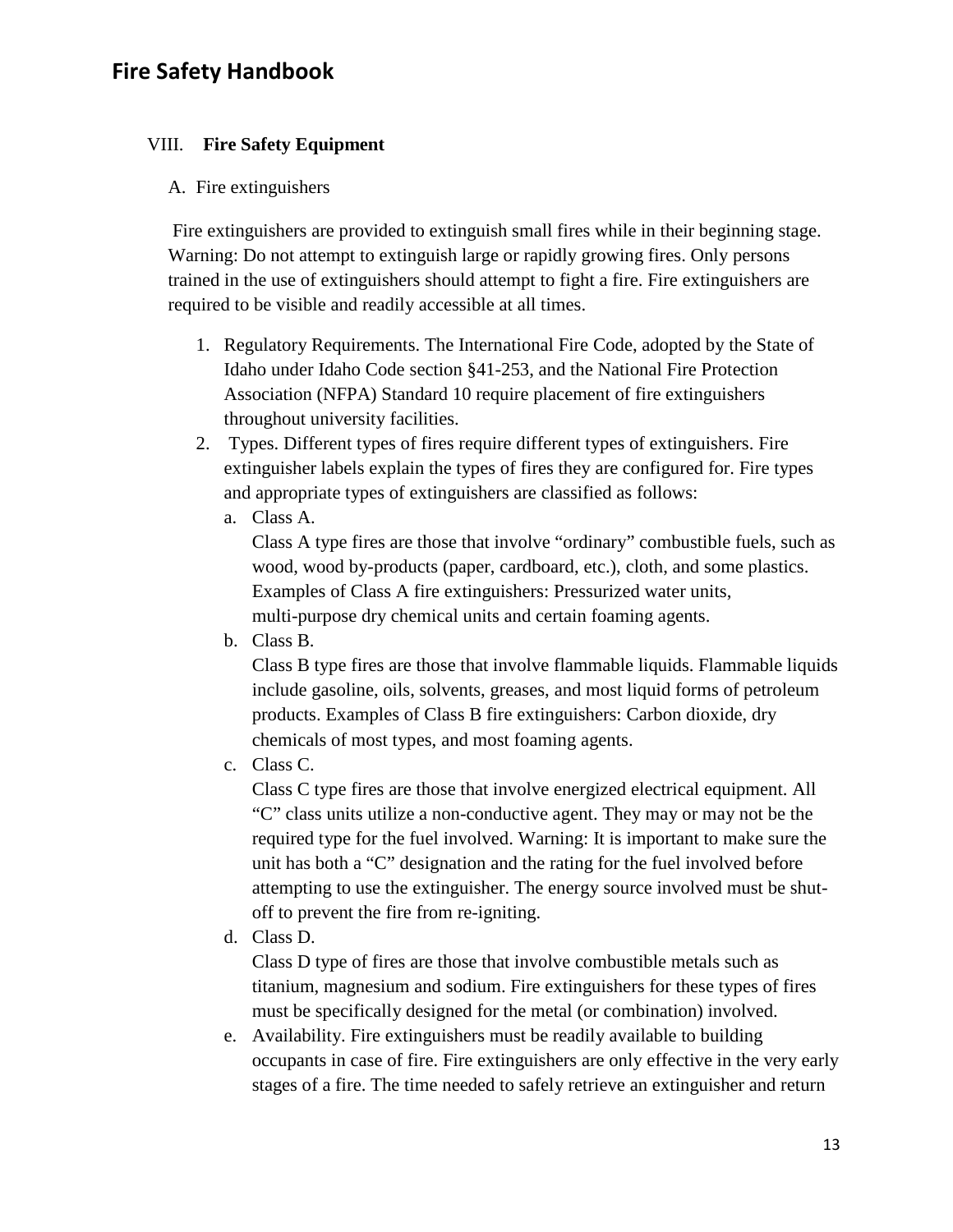## VIII. **Fire Safety Equipment**

A. Fire extinguishers

Fire extinguishers are provided to extinguish small fires while in their beginning stage. Warning: Do not attempt to extinguish large or rapidly growing fires. Only persons trained in the use of extinguishers should attempt to fight a fire. Fire extinguishers are required to be visible and readily accessible at all times.

1. Regulatory Requirements. The International Fire Code, adopted by the State of Idaho under Idaho Code section §41-253, and the National Fire Protection Association (NFPA) Standard 10 require placement of fire extinguishers throughout university facilities.
2. Types. Different types of fires require different types of extinguishers. Fire extinguisher labels explain the types of fires they are configured for. Fire types and appropriate types of extinguishers are classified as follows:
   a. Class A.
      Class A type fires are those that involve "ordinary" combustible fuels, such as wood, wood by-products (paper, cardboard, etc.), cloth, and some plastics. Examples of Class A fire extinguishers: Pressurized water units, multi-purpose dry chemical units and certain foaming agents.
   b. Class B.
      Class B type fires are those that involve flammable liquids. Flammable liquids include gasoline, oils, solvents, greases, and most liquid forms of petroleum products. Examples of Class B fire extinguishers: Carbon dioxide, dry chemicals of most types, and most foaming agents.
   c. Class C.
      Class C type fires are those that involve energized electrical equipment. All "C" class units utilize a non-conductive agent. They may or may not be the required type for the fuel involved. Warning: It is important to make sure the unit has both a "C" designation and the rating for the fuel involved before attempting to use the extinguisher. The energy source involved must be shut-off to prevent the fire from re-igniting.
   d. Class D.
      Class D type of fires are those that involve combustible metals such as titanium, magnesium and sodium. Fire extinguishers for these types of fires must be specifically designed for the metal (or combination) involved.
   e. Availability. Fire extinguishers must be readily available to building occupants in case of fire. Fire extinguishers are only effective in the very early stages of a fire. The time needed to safely retrieve an extinguisher and return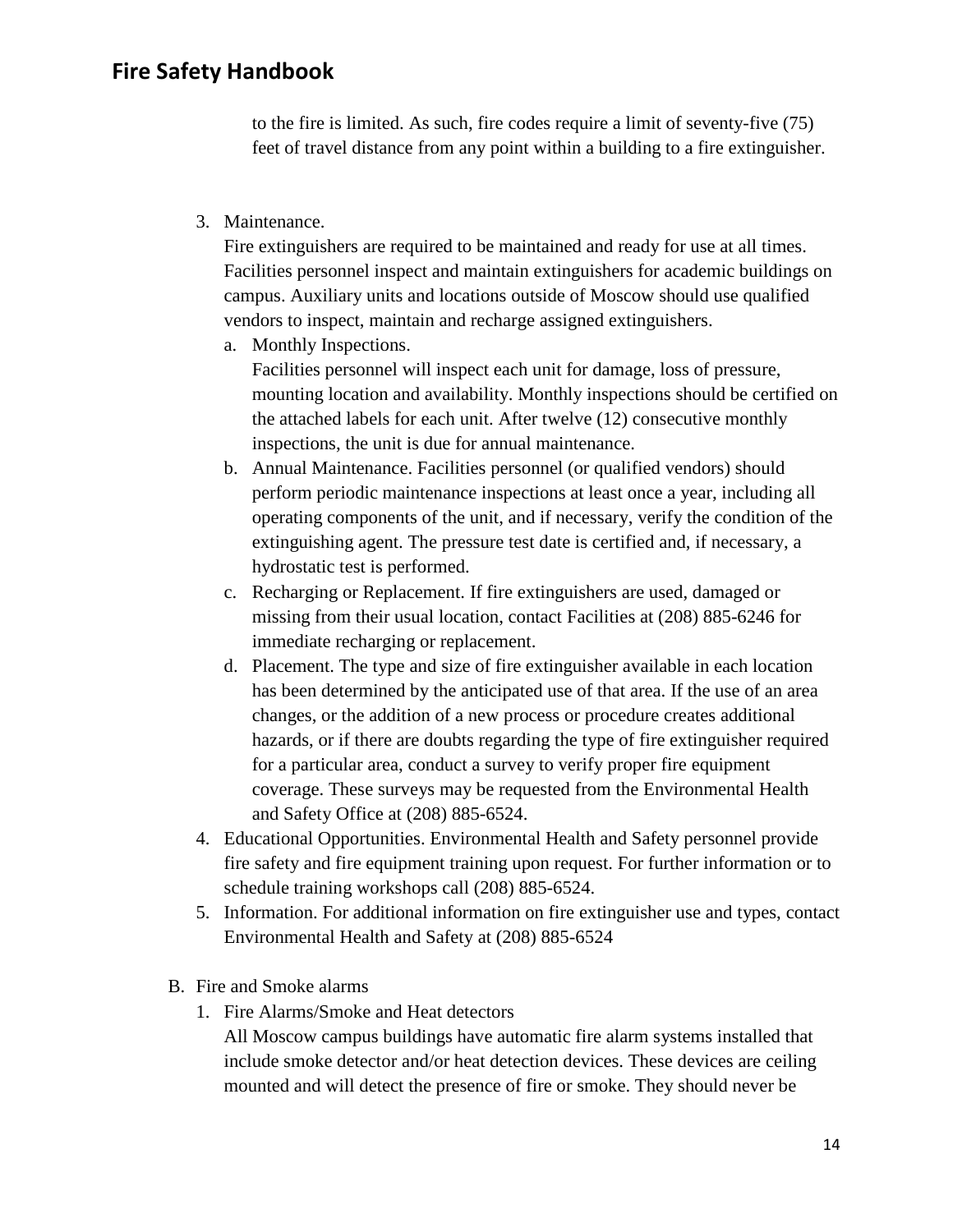to the fire is limited. As such, fire codes require a limit of seventy-five (75) feet of travel distance from any point within a building to a fire extinguisher.

3. Maintenance.
   Fire extinguishers are required to be maintained and ready for use at all times. Facilities personnel inspect and maintain extinguishers for academic buildings on campus. Auxiliary units and locations outside of Moscow should use qualified vendors to inspect, maintain and recharge assigned extinguishers.
   a. Monthly Inspections.
      Facilities personnel will inspect each unit for damage, loss of pressure, mounting location and availability. Monthly inspections should be certified on the attached labels for each unit. After twelve (12) consecutive monthly inspections, the unit is due for annual maintenance.
   b. Annual Maintenance. Facilities personnel (or qualified vendors) should perform periodic maintenance inspections at least once a year, including all operating components of the unit, and if necessary, verify the condition of the extinguishing agent. The pressure test date is certified and, if necessary, a hydrostatic test is performed.
   c. Recharging or Replacement. If fire extinguishers are used, damaged or missing from their usual location, contact Facilities at (208) 885-6246 for immediate recharging or replacement.
   d. Placement. The type and size of fire extinguisher available in each location has been determined by the anticipated use of that area. If the use of an area changes, or the addition of a new process or procedure creates additional hazards, or if there are doubts regarding the type of fire extinguisher required for a particular area, conduct a survey to verify proper fire equipment coverage. These surveys may be requested from the Environmental Health and Safety Office at (208) 885-6524.
4. Educational Opportunities. Environmental Health and Safety personnel provide fire safety and fire equipment training upon request. For further information or to schedule training workshops call (208) 885-6524.
5. Information. For additional information on fire extinguisher use and types, contact Environmental Health and Safety at (208) 885-6524

B. Fire and Smoke alarms
   1. Fire Alarms/Smoke and Heat detectors
      All Moscow campus buildings have automatic fire alarm systems installed that include smoke detector and/or heat detection devices. These devices are ceiling mounted and will detect the presence of fire or smoke. They should never be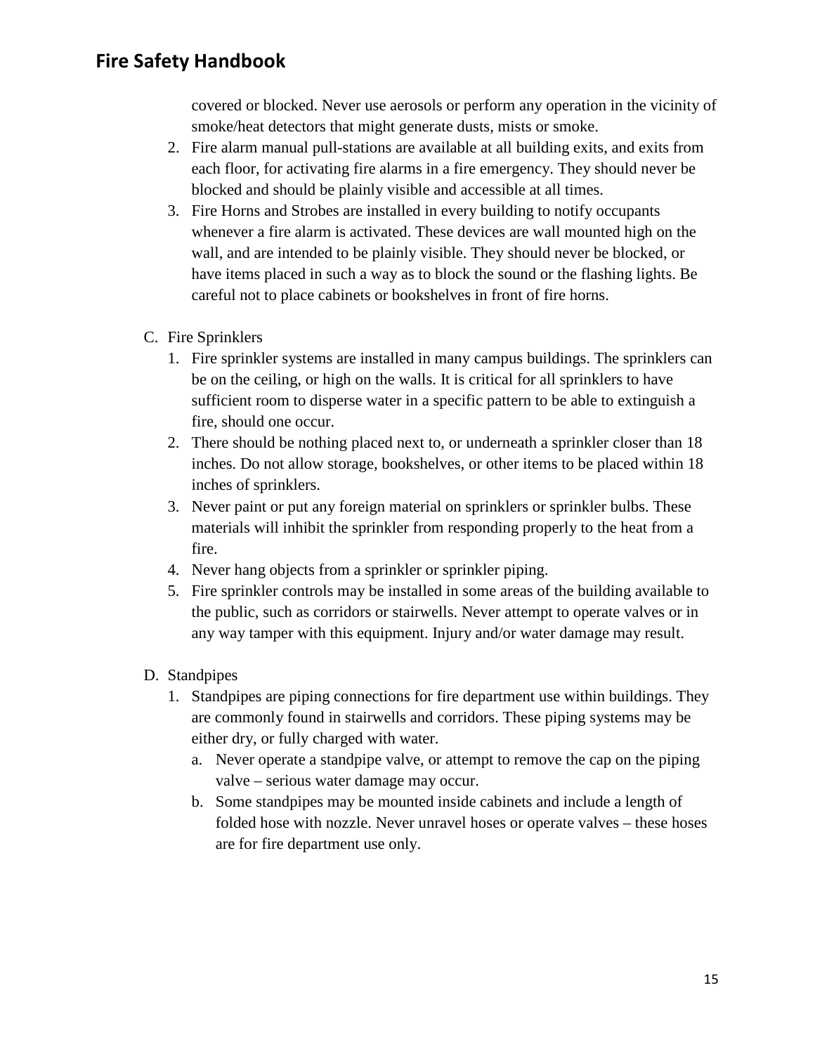covered or blocked. Never use aerosols or perform any operation in the vicinity of smoke/heat detectors that might generate dusts, mists or smoke.

2. Fire alarm manual pull-stations are available at all building exits, and exits from each floor, for activating fire alarms in a fire emergency. They should never be blocked and should be plainly visible and accessible at all times.
3. Fire Horns and Strobes are installed in every building to notify occupants whenever a fire alarm is activated. These devices are wall mounted high on the wall, and are intended to be plainly visible. They should never be blocked, or have items placed in such a way as to block the sound or the flashing lights. Be careful not to place cabinets or bookshelves in front of fire horns.

C. Fire Sprinklers

1. Fire sprinkler systems are installed in many campus buildings. The sprinklers can be on the ceiling, or high on the walls. It is critical for all sprinklers to have sufficient room to disperse water in a specific pattern to be able to extinguish a fire, should one occur.
2. There should be nothing placed next to, or underneath a sprinkler closer than 18 inches. Do not allow storage, bookshelves, or other items to be placed within 18 inches of sprinklers.
3. Never paint or put any foreign material on sprinklers or sprinkler bulbs. These materials will inhibit the sprinkler from responding properly to the heat from a fire.
4. Never hang objects from a sprinkler or sprinkler piping.
5. Fire sprinkler controls may be installed in some areas of the building available to the public, such as corridors or stairwells. Never attempt to operate valves or in any way tamper with this equipment. Injury and/or water damage may result.

D. Standpipes

1. Standpipes are piping connections for fire department use within buildings. They are commonly found in stairwells and corridors. These piping systems may be either dry, or fully charged with water.
   a. Never operate a standpipe valve, or attempt to remove the cap on the piping valve – serious water damage may occur.
   b. Some standpipes may be mounted inside cabinets and include a length of folded hose with nozzle. Never unravel hoses or operate valves – these hoses are for fire department use only.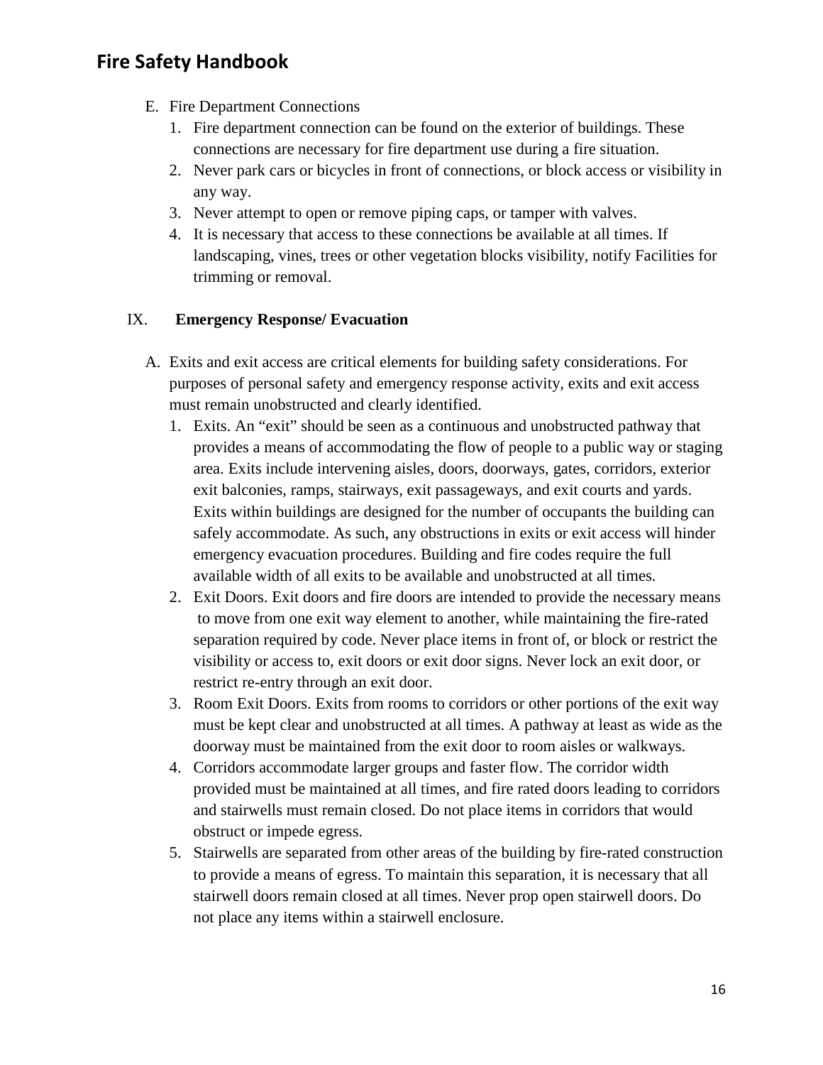E. Fire Department Connections
   1. Fire department connection can be found on the exterior of buildings. These connections are necessary for fire department use during a fire situation.
   2. Never park cars or bicycles in front of connections, or block access or visibility in any way.
   3. Never attempt to open or remove piping caps, or tamper with valves.
   4. It is necessary that access to these connections be available at all times. If landscaping, vines, trees or other vegetation blocks visibility, notify Facilities for trimming or removal.

## IX. **Emergency Response/ Evacuation**

A. Exits and exit access are critical elements for building safety considerations. For purposes of personal safety and emergency response activity, exits and exit access must remain unobstructed and clearly identified.
   1. Exits. An "exit" should be seen as a continuous and unobstructed pathway that provides a means of accommodating the flow of people to a public way or staging area. Exits include intervening aisles, doors, doorways, gates, corridors, exterior exit balconies, ramps, stairways, exit passageways, and exit courts and yards. Exits within buildings are designed for the number of occupants the building can safely accommodate. As such, any obstructions in exits or exit access will hinder emergency evacuation procedures. Building and fire codes require the full available width of all exits to be available and unobstructed at all times.
   2. Exit Doors. Exit doors and fire doors are intended to provide the necessary means to move from one exit way element to another, while maintaining the fire-rated separation required by code. Never place items in front of, or block or restrict the visibility or access to, exit doors or exit door signs. Never lock an exit door, or restrict re-entry through an exit door.
   3. Room Exit Doors. Exits from rooms to corridors or other portions of the exit way must be kept clear and unobstructed at all times. A pathway at least as wide as the doorway must be maintained from the exit door to room aisles or walkways.
   4. Corridors accommodate larger groups and faster flow. The corridor width provided must be maintained at all times, and fire rated doors leading to corridors and stairwells must remain closed. Do not place items in corridors that would obstruct or impede egress.
   5. Stairwells are separated from other areas of the building by fire-rated construction to provide a means of egress. To maintain this separation, it is necessary that all stairwell doors remain closed at all times. Never prop open stairwell doors. Do not place any items within a stairwell enclosure.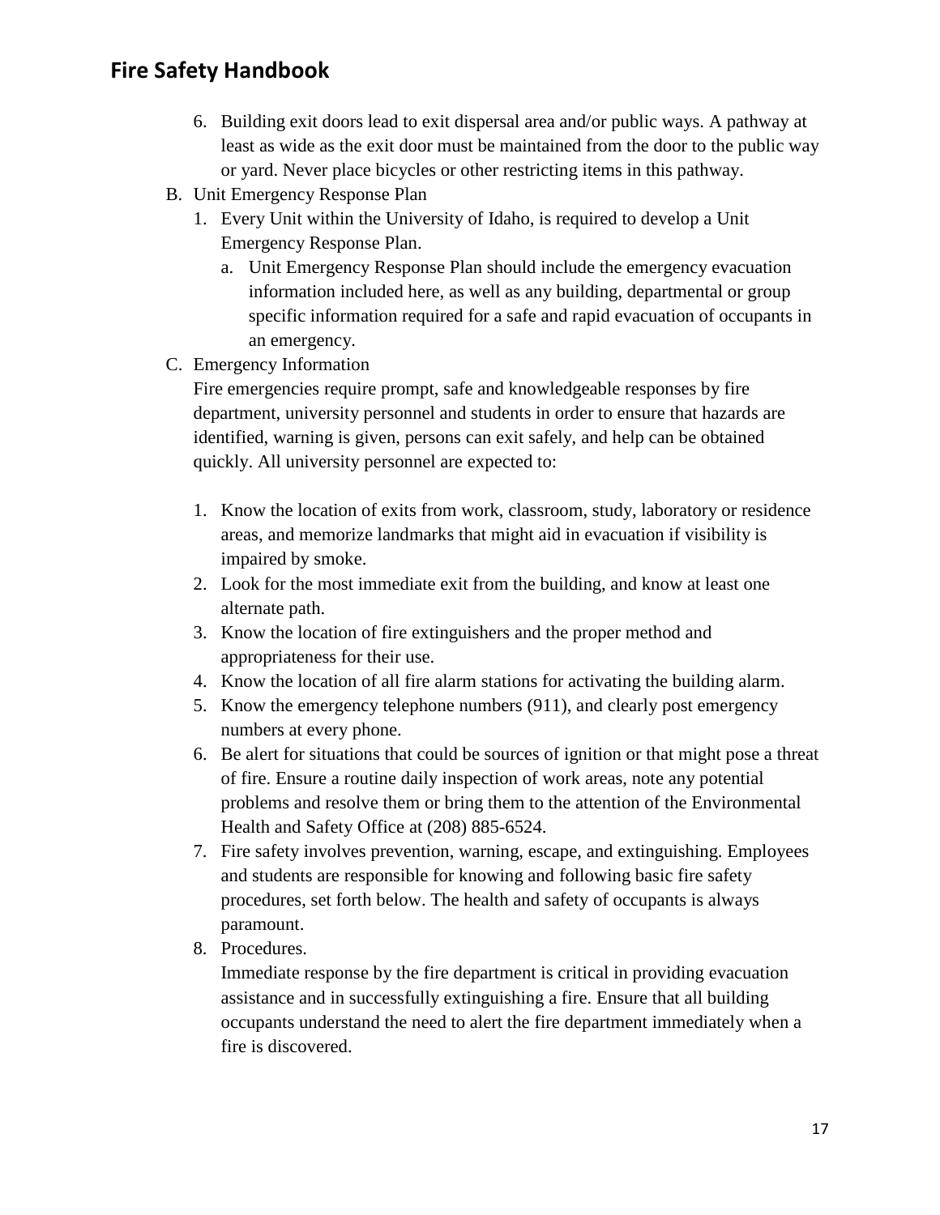6. Building exit doors lead to exit dispersal area and/or public ways. A pathway at least as wide as the exit door must be maintained from the door to the public way or yard. Never place bicycles or other restricting items in this pathway.

B. Unit Emergency Response Plan
   1. Every Unit within the University of Idaho, is required to develop a Unit Emergency Response Plan.
      a. Unit Emergency Response Plan should include the emergency evacuation information included here, as well as any building, departmental or group specific information required for a safe and rapid evacuation of occupants in an emergency.

C. Emergency Information

   Fire emergencies require prompt, safe and knowledgeable responses by fire department, university personnel and students in order to ensure that hazards are identified, warning is given, persons can exit safely, and help can be obtained quickly. All university personnel are expected to:

   1. Know the location of exits from work, classroom, study, laboratory or residence areas, and memorize landmarks that might aid in evacuation if visibility is impaired by smoke.
   2. Look for the most immediate exit from the building, and know at least one alternate path.
   3. Know the location of fire extinguishers and the proper method and appropriateness for their use.
   4. Know the location of all fire alarm stations for activating the building alarm.
   5. Know the emergency telephone numbers (911), and clearly post emergency numbers at every phone.
   6. Be alert for situations that could be sources of ignition or that might pose a threat of fire. Ensure a routine daily inspection of work areas, note any potential problems and resolve them or bring them to the attention of the Environmental Health and Safety Office at (208) 885-6524.
   7. Fire safety involves prevention, warning, escape, and extinguishing. Employees and students are responsible for knowing and following basic fire safety procedures, set forth below. The health and safety of occupants is always paramount.
   8. Procedures.

      Immediate response by the fire department is critical in providing evacuation assistance and in successfully extinguishing a fire. Ensure that all building occupants understand the need to alert the fire department immediately when a fire is discovered.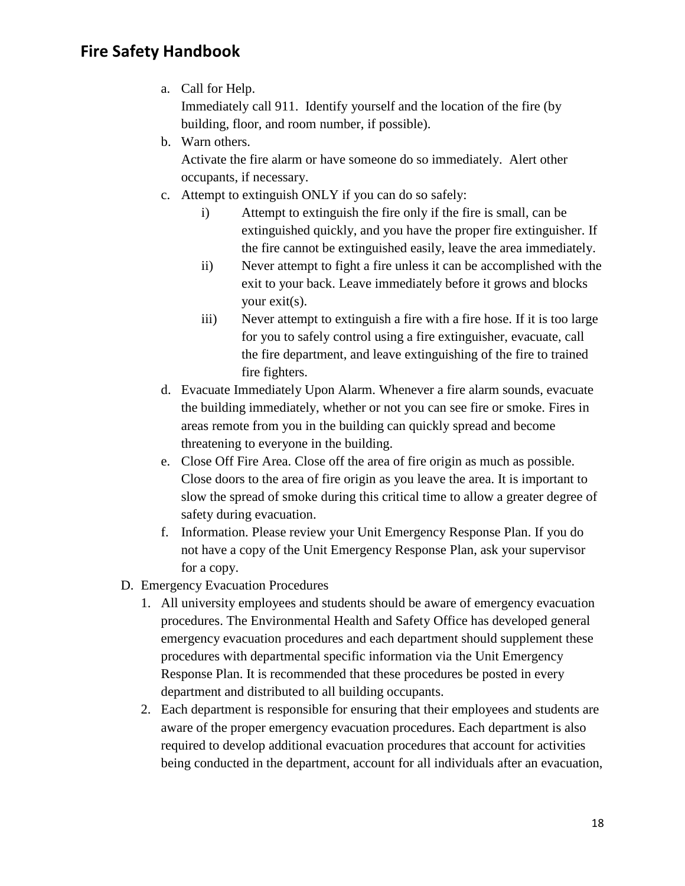a. Call for Help.
   Immediately call 911. Identify yourself and the location of the fire (by building, floor, and room number, if possible).
b. Warn others.
   Activate the fire alarm or have someone do so immediately. Alert other occupants, if necessary.
c. Attempt to extinguish ONLY if you can do so safely:
   i) Attempt to extinguish the fire only if the fire is small, can be extinguished quickly, and you have the proper fire extinguisher. If the fire cannot be extinguished easily, leave the area immediately.
   ii) Never attempt to fight a fire unless it can be accomplished with the exit to your back. Leave immediately before it grows and blocks your exit(s).
   iii) Never attempt to extinguish a fire with a fire hose. If it is too large for you to safely control using a fire extinguisher, evacuate, call the fire department, and leave extinguishing of the fire to trained fire fighters.
d. Evacuate Immediately Upon Alarm. Whenever a fire alarm sounds, evacuate the building immediately, whether or not you can see fire or smoke. Fires in areas remote from you in the building can quickly spread and become threatening to everyone in the building.
e. Close Off Fire Area. Close off the area of fire origin as much as possible. Close doors to the area of fire origin as you leave the area. It is important to slow the spread of smoke during this critical time to allow a greater degree of safety during evacuation.
f. Information. Please review your Unit Emergency Response Plan. If you do not have a copy of the Unit Emergency Response Plan, ask your supervisor for a copy.

D. Emergency Evacuation Procedures
   1. All university employees and students should be aware of emergency evacuation procedures. The Environmental Health and Safety Office has developed general emergency evacuation procedures and each department should supplement these procedures with departmental specific information via the Unit Emergency Response Plan. It is recommended that these procedures be posted in every department and distributed to all building occupants.
   2. Each department is responsible for ensuring that their employees and students are aware of the proper emergency evacuation procedures. Each department is also required to develop additional evacuation procedures that account for activities being conducted in the department, account for all individuals after an evacuation,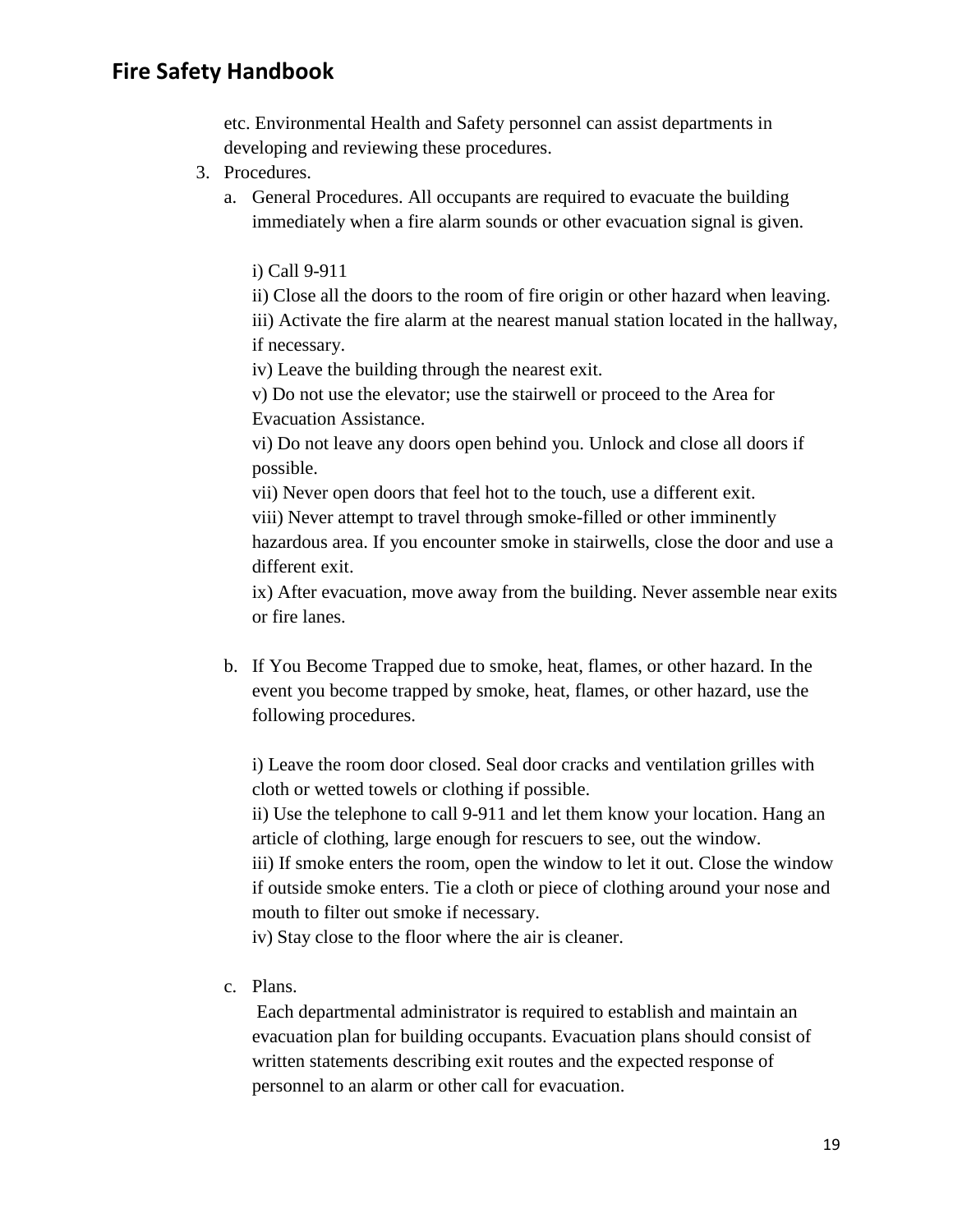etc. Environmental Health and Safety personnel can assist departments in developing and reviewing these procedures.

3. Procedures.

   a. General Procedures. All occupants are required to evacuate the building immediately when a fire alarm sounds or other evacuation signal is given.

      i) Call 9-911
      ii) Close all the doors to the room of fire origin or other hazard when leaving.
      iii) Activate the fire alarm at the nearest manual station located in the hallway, if necessary.
      iv) Leave the building through the nearest exit.
      v) Do not use the elevator; use the stairwell or proceed to the Area for Evacuation Assistance.
      vi) Do not leave any doors open behind you. Unlock and close all doors if possible.
      vii) Never open doors that feel hot to the touch, use a different exit.
      viii) Never attempt to travel through smoke-filled or other imminently hazardous area. If you encounter smoke in stairwells, close the door and use a different exit.
      ix) After evacuation, move away from the building. Never assemble near exits or fire lanes.

   b. If You Become Trapped due to smoke, heat, flames, or other hazard. In the event you become trapped by smoke, heat, flames, or other hazard, use the following procedures.

      i) Leave the room door closed. Seal door cracks and ventilation grilles with cloth or wetted towels or clothing if possible.
      ii) Use the telephone to call 9-911 and let them know your location. Hang an article of clothing, large enough for rescuers to see, out the window.
      iii) If smoke enters the room, open the window to let it out. Close the window if outside smoke enters. Tie a cloth or piece of clothing around your nose and mouth to filter out smoke if necessary.
      iv) Stay close to the floor where the air is cleaner.

   c. Plans.
      Each departmental administrator is required to establish and maintain an evacuation plan for building occupants. Evacuation plans should consist of written statements describing exit routes and the expected response of personnel to an alarm or other call for evacuation.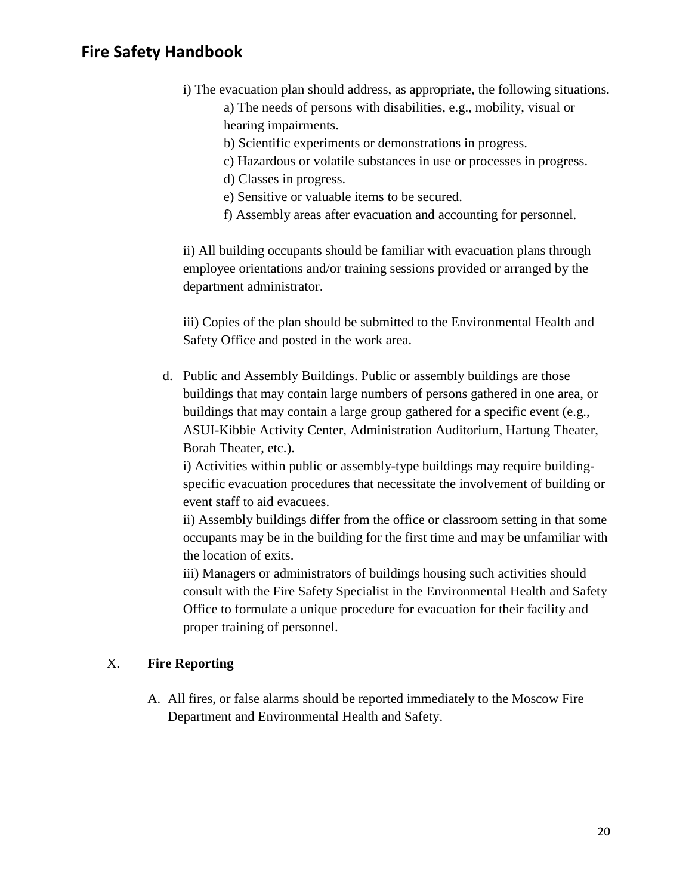i) The evacuation plan should address, as appropriate, the following situations.

a) The needs of persons with disabilities, e.g., mobility, visual or hearing impairments.

b) Scientific experiments or demonstrations in progress.

c) Hazardous or volatile substances in use or processes in progress.

d) Classes in progress.

e) Sensitive or valuable items to be secured.

f) Assembly areas after evacuation and accounting for personnel.

ii) All building occupants should be familiar with evacuation plans through employee orientations and/or training sessions provided or arranged by the department administrator.

iii) Copies of the plan should be submitted to the Environmental Health and Safety Office and posted in the work area.

d. Public and Assembly Buildings. Public or assembly buildings are those buildings that may contain large numbers of persons gathered in one area, or buildings that may contain a large group gathered for a specific event (e.g., ASUI-Kibbie Activity Center, Administration Auditorium, Hartung Theater, Borah Theater, etc.).

i) Activities within public or assembly-type buildings may require building-specific evacuation procedures that necessitate the involvement of building or event staff to aid evacuees.

ii) Assembly buildings differ from the office or classroom setting in that some occupants may be in the building for the first time and may be unfamiliar with the location of exits.

iii) Managers or administrators of buildings housing such activities should consult with the Fire Safety Specialist in the Environmental Health and Safety Office to formulate a unique procedure for evacuation for their facility and proper training of personnel.

## X. Fire Reporting

A. All fires, or false alarms should be reported immediately to the Moscow Fire Department and Environmental Health and Safety.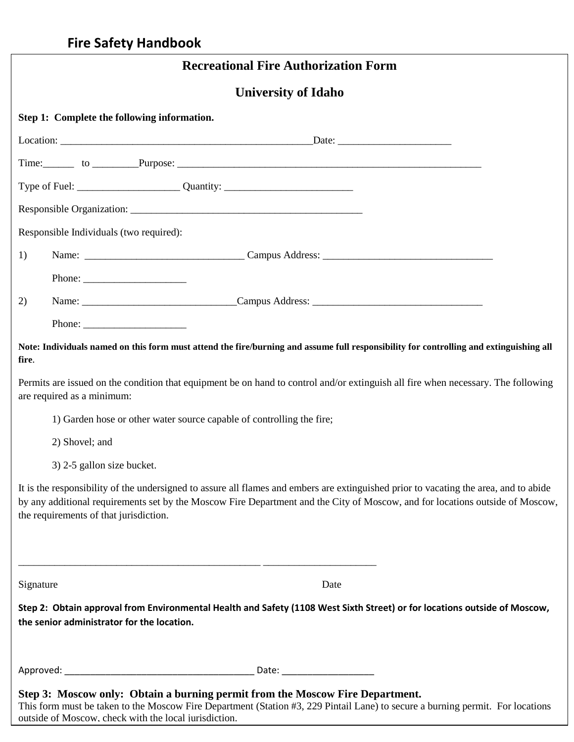# Recreational Fire Authorization Form

## University of Idaho

**Step 1: Complete the following information.**

Location: ______________________________________________ Date: ____________________

Time:______ to ________ Purpose: __________________________________________________________

Type of Fuel: __________________ Quantity: _______________________

Responsible Organization: __________________________________________

Responsible Individuals (two required):

1) Name: ____________________________ Campus Address: ______________________________

   Phone: __________________

2) Name: ____________________________ Campus Address: ______________________________

   Phone: __________________

**Note: Individuals named on this form must attend the fire/burning and assume full responsibility for controlling and extinguishing all fire**.

Permits are issued on the condition that equipment be on hand to control and/or extinguish all fire when necessary. The following are required as a minimum:

1) Garden hose or other water source capable of controlling the fire;

2) Shovel; and

3) 2-5 gallon size bucket.

It is the responsibility of the undersigned to assure all flames and embers are extinguished prior to vacating the area, and to abide by any additional requirements set by the Moscow Fire Department and the City of Moscow, and for locations outside of Moscow, the requirements of that jurisdiction.

____________________________________________ ____________________

Signature Date

**Step 2: Obtain approval from Environmental Health and Safety (1108 West Sixth Street) or for locations outside of Moscow, the senior administrator for the location.**

Approved: ___________________________________ Date: _________________

**Step 3: Moscow only: Obtain a burning permit from the Moscow Fire Department.**

This form must be taken to the Moscow Fire Department (Station #3, 229 Pintail Lane) to secure a burning permit. For locations outside of Moscow, check with the local jurisdiction.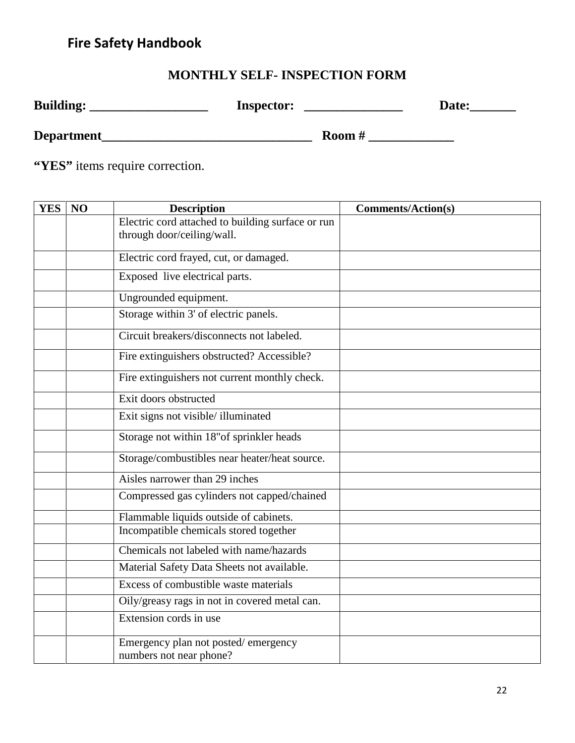## MONTHLY SELF- INSPECTION FORM

**Building: __________________ Inspector: _______________ Date:_______**

**Department________________________________ Room # _____________**

**"YES"** items require correction.

| YES | NO | Description | Comments/Action(s) |
|---|---|---|---|
| | | Electric cord attached to building surface or run through door/ceiling/wall. | |
| | | Electric cord frayed, cut, or damaged. | |
| | | Exposed live electrical parts. | |
| | | Ungrounded equipment. | |
| | | Storage within 3' of electric panels. | |
| | | Circuit breakers/disconnects not labeled. | |
| | | Fire extinguishers obstructed? Accessible? | |
| | | Fire extinguishers not current monthly check. | |
| | | Exit doors obstructed | |
| | | Exit signs not visible/ illuminated | |
| | | Storage not within 18"of sprinkler heads | |
| | | Storage/combustibles near heater/heat source. | |
| | | Aisles narrower than 29 inches | |
| | | Compressed gas cylinders not capped/chained | |
| | | Flammable liquids outside of cabinets. | |
| | | Incompatible chemicals stored together | |
| | | Chemicals not labeled with name/hazards | |
| | | Material Safety Data Sheets not available. | |
| | | Excess of combustible waste materials | |
| | | Oily/greasy rags in not in covered metal can. | |
| | | Extension cords in use | |
| | | Emergency plan not posted/ emergency numbers not near phone? | |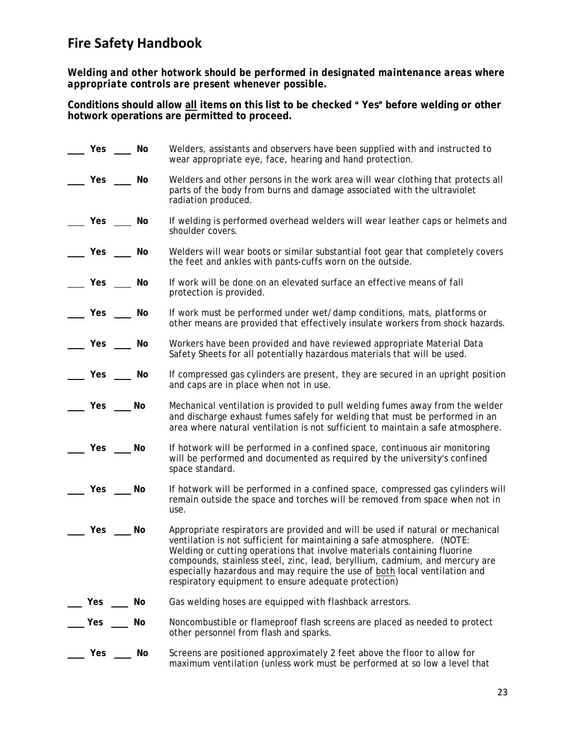# Fire Safety Handbook

***Welding and other hotwork should be performed in designated maintenance areas where appropriate controls are present whenever possible.***

**Conditions should allow <u>all</u> items on this list to be checked " Yes" before welding or other hotwork operations are permitted to proceed.**

| | |
|---|---|
| ____ **Yes** ____ **No** | Welders, assistants and observers have been supplied with and instructed to wear appropriate eye, face, hearing and hand protection. |
| ____ **Yes** ____ **No** | Welders and other persons in the work area will wear clothing that protects all parts of the body from burns and damage associated with the ultraviolet radiation produced. |
| ____ **Yes** ____ **No** | If welding is performed overhead welders will wear leather caps or helmets and shoulder covers. |
| ____ **Yes** ____ **No** | Welders will wear boots or similar substantial foot gear that completely covers the feet and ankles with pants-cuffs worn on the outside. |
| ____ **Yes** ____ **No** | If work will be done on an elevated surface an effective means of fall protection is provided. |
| ____ **Yes** ____ **No** | If work must be performed under wet/damp conditions, mats, platforms or other means are provided that effectively insulate workers from shock hazards. |
| ____ **Yes** ____ **No** | Workers have been provided and have reviewed appropriate Material Data Safety Sheets for all potentially hazardous materials that will be used. |
| ____ **Yes** ____ **No** | If compressed gas cylinders are present, they are secured in an upright position and caps are in place when not in use. |
| ____ **Yes** ____ **No** | Mechanical ventilation is provided to pull welding fumes away from the welder and discharge exhaust fumes safely for welding that must be performed in an area where natural ventilation is not sufficient to maintain a safe atmosphere. |
| ____ **Yes** ____ **No** | If hotwork will be performed in a confined space, continuous air monitoring will be performed and documented as required by the university's confined space standard. |
| ____ **Yes** ____ **No** | If hotwork will be performed in a confined space, compressed gas cylinders will remain outside the space and torches will be removed from space when not in use. |
| ____ **Yes** ____ **No** | Appropriate respirators are provided and will be used if natural or mechanical ventilation is not sufficient for maintaining a safe atmosphere. (NOTE: Welding or cutting operations that involve materials containing fluorine compounds, stainless steel, zinc, lead, beryllium, cadmium, and mercury are especially hazardous and may require the use of <u>both</u> local ventilation and respiratory equipment to ensure adequate protection) |
| ____ **Yes** ____ **No** | Gas welding hoses are equipped with flashback arrestors. |
| ____ **Yes** ____ **No** | Noncombustible or flameproof flash screens are placed as needed to protect other personnel from flash and sparks. |
| ____ **Yes** ____ **No** | Screens are positioned approximately 2 feet above the floor to allow for maximum ventilation (unless work must be performed at so low a level that |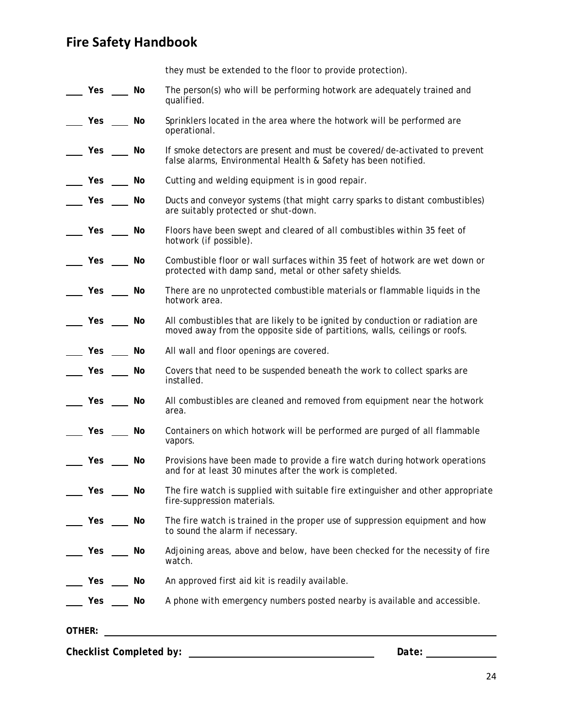they must be extended to the floor to provide protection).

___ **Yes** ___ **No** The person(s) who will be performing hotwork are adequately trained and qualified.

___ **Yes** ___ **No** Sprinklers located in the area where the hotwork will be performed are operational.

___ **Yes** ___ **No** If smoke detectors are present and must be covered/de-activated to prevent false alarms, Environmental Health & Safety has been notified.

___ **Yes** ___ **No** Cutting and welding equipment is in good repair.

___ **Yes** ___ **No** Ducts and conveyor systems (that might carry sparks to distant combustibles) are suitably protected or shut-down.

___ **Yes** ___ **No** Floors have been swept and cleared of all combustibles within 35 feet of hotwork (if possible).

___ **Yes** ___ **No** Combustible floor or wall surfaces within 35 feet of hotwork are wet down or protected with damp sand, metal or other safety shields.

___ **Yes** ___ **No** There are no unprotected combustible materials or flammable liquids in the hotwork area.

___ **Yes** ___ **No** All combustibles that are likely to be ignited by conduction or radiation are moved away from the opposite side of partitions, walls, ceilings or roofs.

___ **Yes** ___ **No** All wall and floor openings are covered.

___ **Yes** ___ **No** Covers that need to be suspended beneath the work to collect sparks are installed.

___ **Yes** ___ **No** All combustibles are cleaned and removed from equipment near the hotwork area.

___ **Yes** ___ **No** Containers on which hotwork will be performed are purged of all flammable vapors.

___ **Yes** ___ **No** Provisions have been made to provide a fire watch during hotwork operations and for at least 30 minutes after the work is completed.

___ **Yes** ___ **No** The fire watch is supplied with suitable fire extinguisher and other appropriate fire-suppression materials.

___ **Yes** ___ **No** The fire watch is trained in the proper use of suppression equipment and how to sound the alarm if necessary.

___ **Yes** ___ **No** Adjoining areas, above and below, have been checked for the necessity of fire watch.

___ **Yes** ___ **No** An approved first aid kit is readily available.

___ **Yes** ___ **No** A phone with emergency numbers posted nearby is available and accessible.

***OTHER:*** ______________________________________________

***Checklist Completed by:*** ______________________ ***Date:*** ____________